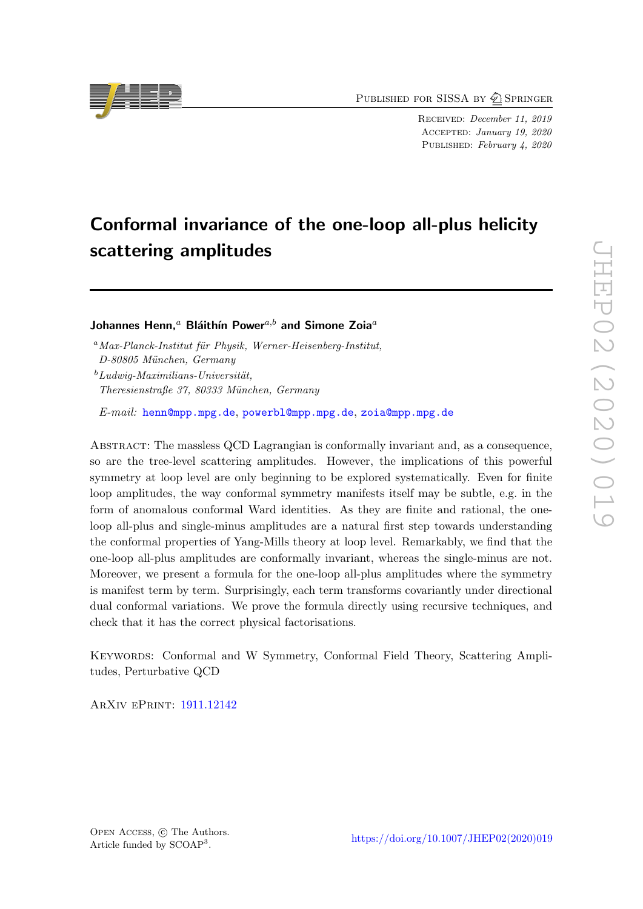Published for SISSA by Springer

Received: *December 11, 2019*
Accepted: *January 19, 2020*
Published: *February 4, 2020*

# Conformal invariance of the one-loop all-plus helicity scattering amplitudes

**Johannes Henn,**[a] **Bláithín Power**[a,b] **and Simone Zoia**[a]

[a] *Max-Planck-Institut für Physik, Werner-Heisenberg-Institut, D-80805 München, Germany*

[b] *Ludwig-Maximilians-Universität, Theresienstraße 37, 80333 München, Germany*

*E-mail:* henn@mpp.mpg.de, powerbl@mpp.mpg.de, zoia@mpp.mpg.de

Abstract: The massless QCD Lagrangian is conformally invariant and, as a consequence, so are the tree-level scattering amplitudes. However, the implications of this powerful symmetry at loop level are only beginning to be explored systematically. Even for finite loop amplitudes, the way conformal symmetry manifests itself may be subtle, e.g. in the form of anomalous conformal Ward identities. As they are finite and rational, the one-loop all-plus and single-minus amplitudes are a natural first step towards understanding the conformal properties of Yang-Mills theory at loop level. Remarkably, we find that the one-loop all-plus amplitudes are conformally invariant, whereas the single-minus are not. Moreover, we present a formula for the one-loop all-plus amplitudes where the symmetry is manifest term by term. Surprisingly, each term transforms covariantly under directional dual conformal variations. We prove the formula directly using recursive techniques, and check that it has the correct physical factorisations.

Keywords: Conformal and W Symmetry, Conformal Field Theory, Scattering Amplitudes, Perturbative QCD

ArXiv ePrint: 1911.12142

Open Access, © The Authors.
Article funded by SCOAP[3].

https://doi.org/10.1007/JHEP02(2020)019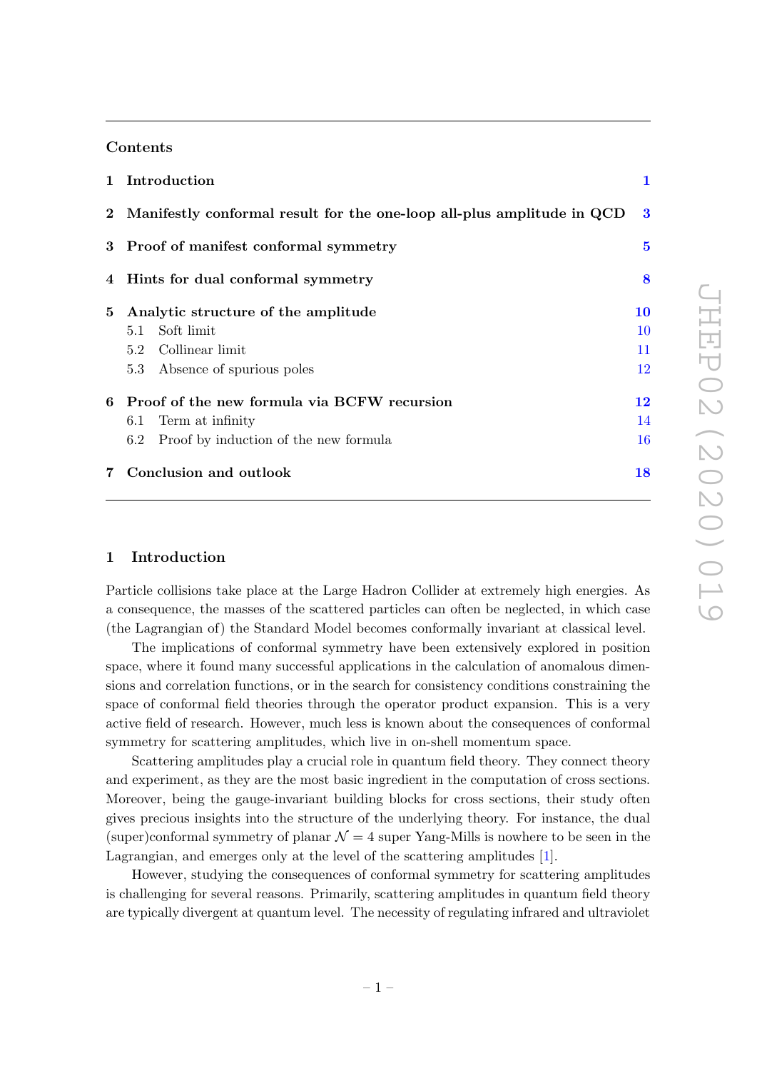## Contents

| | | |
|---|---|---|
| **1** | **Introduction** | **1** |
| **2** | **Manifestly conformal result for the one-loop all-plus amplitude in QCD** | **3** |
| **3** | **Proof of manifest conformal symmetry** | **5** |
| **4** | **Hints for dual conformal symmetry** | **8** |
| **5** | **Analytic structure of the amplitude** | **10** |
| | 5.1 Soft limit | 10 |
| | 5.2 Collinear limit | 11 |
| | 5.3 Absence of spurious poles | 12 |
| **6** | **Proof of the new formula via BCFW recursion** | **12** |
| | 6.1 Term at infinity | 14 |
| | 6.2 Proof by induction of the new formula | 16 |
| **7** | **Conclusion and outlook** | **18** |

## 1 Introduction

Particle collisions take place at the Large Hadron Collider at extremely high energies. As a consequence, the masses of the scattered particles can often be neglected, in which case (the Lagrangian of) the Standard Model becomes conformally invariant at classical level.

The implications of conformal symmetry have been extensively explored in position space, where it found many successful applications in the calculation of anomalous dimensions and correlation functions, or in the search for consistency conditions constraining the space of conformal field theories through the operator product expansion. This is a very active field of research. However, much less is known about the consequences of conformal symmetry for scattering amplitudes, which live in on-shell momentum space.

Scattering amplitudes play a crucial role in quantum field theory. They connect theory and experiment, as they are the most basic ingredient in the computation of cross sections. Moreover, being the gauge-invariant building blocks for cross sections, their study often gives precious insights into the structure of the underlying theory. For instance, the dual (super)conformal symmetry of planar $\mathcal{N} = 4$ super Yang-Mills is nowhere to be seen in the Lagrangian, and emerges only at the level of the scattering amplitudes [1].

However, studying the consequences of conformal symmetry for scattering amplitudes is challenging for several reasons. Primarily, scattering amplitudes in quantum field theory are typically divergent at quantum level. The necessity of regulating infrared and ultraviolet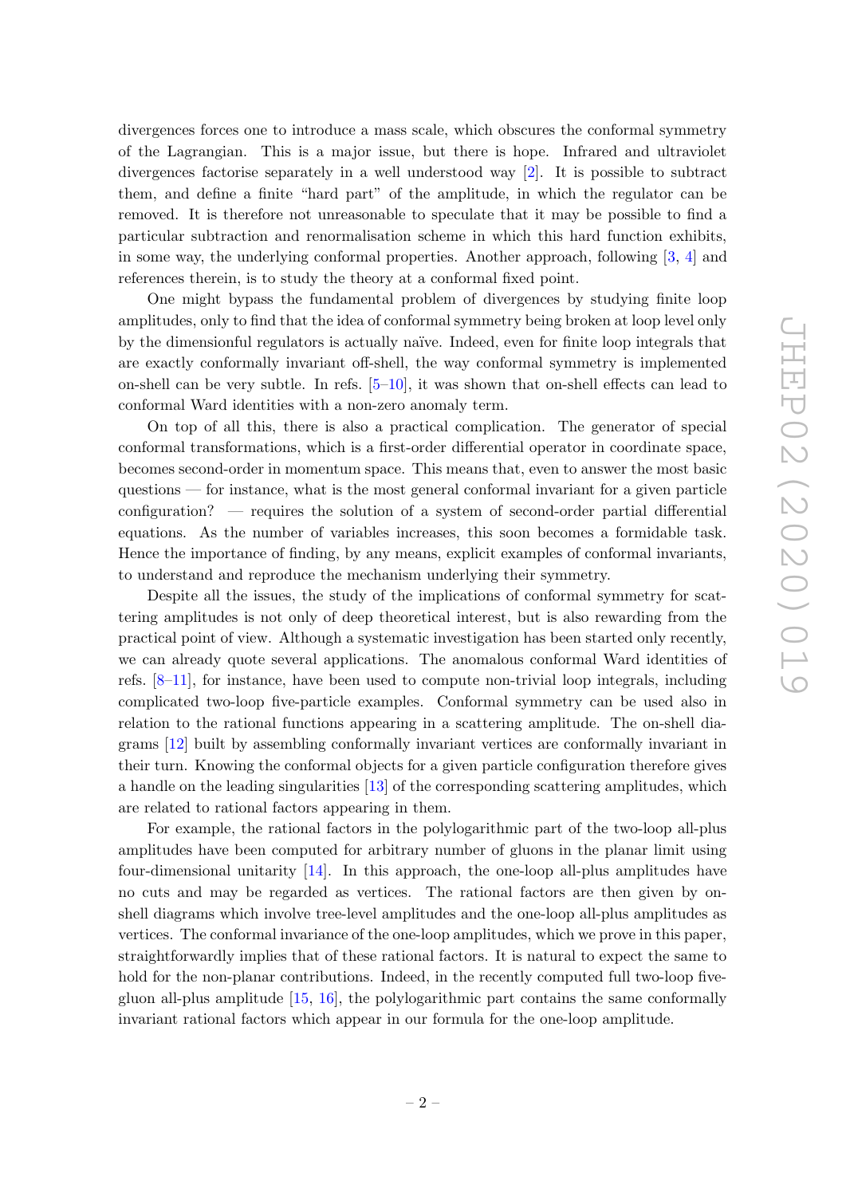divergences forces one to introduce a mass scale, which obscures the conformal symmetry of the Lagrangian. This is a major issue, but there is hope. Infrared and ultraviolet divergences factorise separately in a well understood way [2]. It is possible to subtract them, and define a finite "hard part" of the amplitude, in which the regulator can be removed. It is therefore not unreasonable to speculate that it may be possible to find a particular subtraction and renormalisation scheme in which this hard function exhibits, in some way, the underlying conformal properties. Another approach, following [3, 4] and references therein, is to study the theory at a conformal fixed point.

One might bypass the fundamental problem of divergences by studying finite loop amplitudes, only to find that the idea of conformal symmetry being broken at loop level only by the dimensionful regulators is actually naïve. Indeed, even for finite loop integrals that are exactly conformally invariant off-shell, the way conformal symmetry is implemented on-shell can be very subtle. In refs. [5–10], it was shown that on-shell effects can lead to conformal Ward identities with a non-zero anomaly term.

On top of all this, there is also a practical complication. The generator of special conformal transformations, which is a first-order differential operator in coordinate space, becomes second-order in momentum space. This means that, even to answer the most basic questions — for instance, what is the most general conformal invariant for a given particle configuration? — requires the solution of a system of second-order partial differential equations. As the number of variables increases, this soon becomes a formidable task. Hence the importance of finding, by any means, explicit examples of conformal invariants, to understand and reproduce the mechanism underlying their symmetry.

Despite all the issues, the study of the implications of conformal symmetry for scattering amplitudes is not only of deep theoretical interest, but is also rewarding from the practical point of view. Although a systematic investigation has been started only recently, we can already quote several applications. The anomalous conformal Ward identities of refs. [8–11], for instance, have been used to compute non-trivial loop integrals, including complicated two-loop five-particle examples. Conformal symmetry can be used also in relation to the rational functions appearing in a scattering amplitude. The on-shell diagrams [12] built by assembling conformally invariant vertices are conformally invariant in their turn. Knowing the conformal objects for a given particle configuration therefore gives a handle on the leading singularities [13] of the corresponding scattering amplitudes, which are related to rational factors appearing in them.

For example, the rational factors in the polylogarithmic part of the two-loop all-plus amplitudes have been computed for arbitrary number of gluons in the planar limit using four-dimensional unitarity [14]. In this approach, the one-loop all-plus amplitudes have no cuts and may be regarded as vertices. The rational factors are then given by on-shell diagrams which involve tree-level amplitudes and the one-loop all-plus amplitudes as vertices. The conformal invariance of the one-loop amplitudes, which we prove in this paper, straightforwardly implies that of these rational factors. It is natural to expect the same to hold for the non-planar contributions. Indeed, in the recently computed full two-loop five-gluon all-plus amplitude [15, 16], the polylogarithmic part contains the same conformally invariant rational factors which appear in our formula for the one-loop amplitude.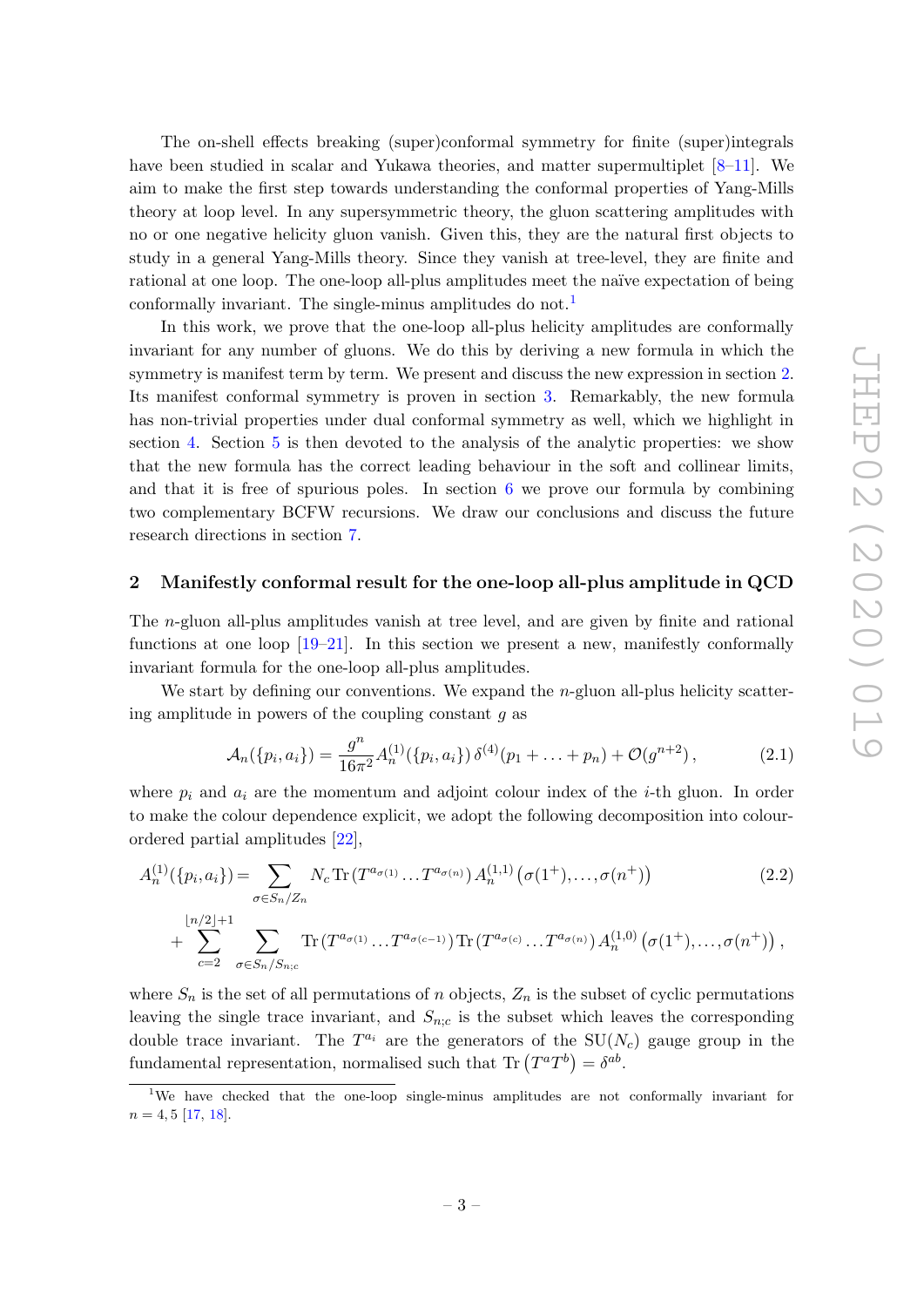The on-shell effects breaking (super)conformal symmetry for finite (super)integrals have been studied in scalar and Yukawa theories, and matter supermultiplet [8–11]. We aim to make the first step towards understanding the conformal properties of Yang-Mills theory at loop level. In any supersymmetric theory, the gluon scattering amplitudes with no or one negative helicity gluon vanish. Given this, they are the natural first objects to study in a general Yang-Mills theory. Since they vanish at tree-level, they are finite and rational at one loop. The one-loop all-plus amplitudes meet the naïve expectation of being conformally invariant. The single-minus amplitudes do not.[1]

In this work, we prove that the one-loop all-plus helicity amplitudes are conformally invariant for any number of gluons. We do this by deriving a new formula in which the symmetry is manifest term by term. We present and discuss the new expression in section 2. Its manifest conformal symmetry is proven in section 3. Remarkably, the new formula has non-trivial properties under dual conformal symmetry as well, which we highlight in section 4. Section 5 is then devoted to the analysis of the analytic properties: we show that the new formula has the correct leading behaviour in the soft and collinear limits, and that it is free of spurious poles. In section 6 we prove our formula by combining two complementary BCFW recursions. We draw our conclusions and discuss the future research directions in section 7.

## 2 Manifestly conformal result for the one-loop all-plus amplitude in QCD

The $n$-gluon all-plus amplitudes vanish at tree level, and are given by finite and rational functions at one loop [19–21]. In this section we present a new, manifestly conformally invariant formula for the one-loop all-plus amplitudes.

We start by defining our conventions. We expand the $n$-gluon all-plus helicity scattering amplitude in powers of the coupling constant $g$ as

$$\mathcal{A}_n(\{p_i, a_i\}) = \frac{g^n}{16\pi^2} A_n^{(1)}(\{p_i, a_i\})\, \delta^{(4)}(p_1 + \ldots + p_n) + \mathcal{O}(g^{n+2})\,, \tag{2.1}$$

where $p_i$ and $a_i$ are the momentum and adjoint colour index of the $i$-th gluon. In order to make the colour dependence explicit, we adopt the following decomposition into colour-ordered partial amplitudes [22],

$$\begin{aligned} A_n^{(1)}(\{p_i, a_i\}) = & \sum_{\sigma \in S_n/Z_n} N_c \operatorname{Tr}\left(T^{a_{\sigma(1)}} \ldots T^{a_{\sigma(n)}}\right) A_n^{(1,1)}\left(\sigma(1^+), \ldots, \sigma(n^+)\right) \\ & + \sum_{c=2}^{\lfloor n/2 \rfloor + 1} \sum_{\sigma \in S_n/S_{n;c}} \operatorname{Tr}\left(T^{a_{\sigma(1)}} \ldots T^{a_{\sigma(c-1)}}\right) \operatorname{Tr}\left(T^{a_{\sigma(c)}} \ldots T^{a_{\sigma(n)}}\right) A_n^{(1,0)}\left(\sigma(1^+), \ldots, \sigma(n^+)\right)\,, \end{aligned} \tag{2.2}$$

where $S_n$ is the set of all permutations of $n$ objects, $Z_n$ is the subset of cyclic permutations leaving the single trace invariant, and $S_{n;c}$ is the subset which leaves the corresponding double trace invariant. The $T^{a_i}$ are the generators of the $\mathrm{SU}(N_c)$ gauge group in the fundamental representation, normalised such that $\operatorname{Tr}\left(T^a T^b\right) = \delta^{ab}$.

[1] We have checked that the one-loop single-minus amplitudes are not conformally invariant for $n = 4, 5$ [17, 18].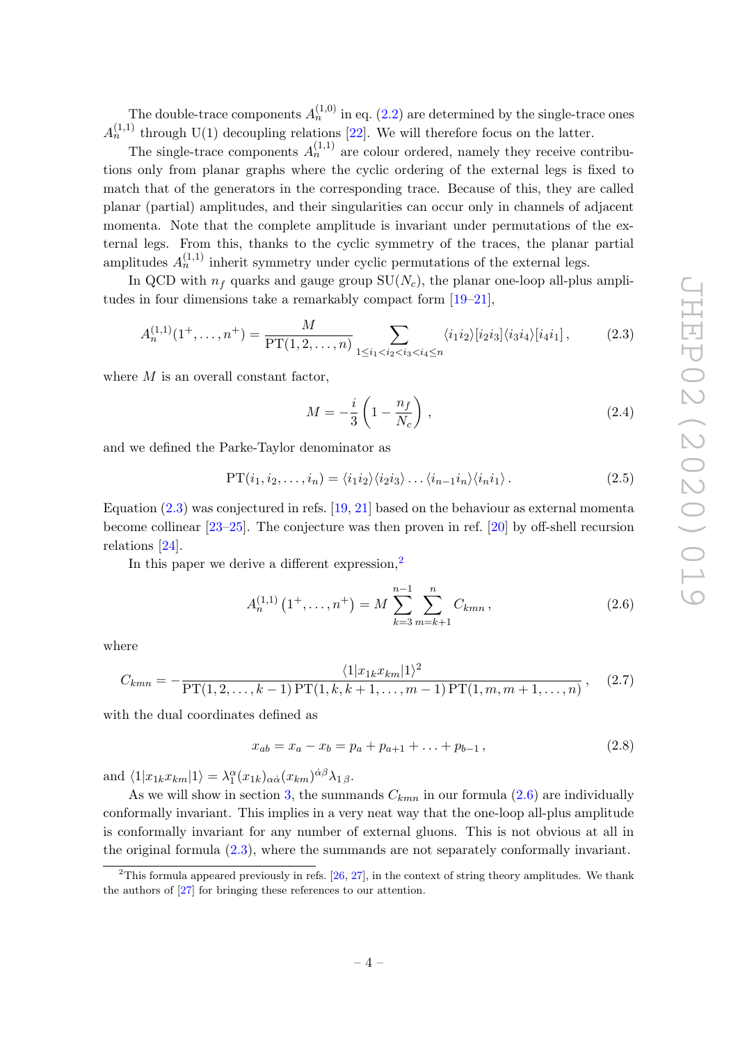The double-trace components $A_n^{(1,0)}$ in eq. (2.2) are determined by the single-trace ones $A_n^{(1,1)}$ through U(1) decoupling relations [22]. We will therefore focus on the latter.

The single-trace components $A_n^{(1,1)}$ are colour ordered, namely they receive contributions only from planar graphs where the cyclic ordering of the external legs is fixed to match that of the generators in the corresponding trace. Because of this, they are called planar (partial) amplitudes, and their singularities can occur only in channels of adjacent momenta. Note that the complete amplitude is invariant under permutations of the external legs. From this, thanks to the cyclic symmetry of the traces, the planar partial amplitudes $A_n^{(1,1)}$ inherit symmetry under cyclic permutations of the external legs.

In QCD with $n_f$ quarks and gauge group SU($N_c$), the planar one-loop all-plus amplitudes in four dimensions take a remarkably compact form [19–21],

$$A_n^{(1,1)}(1^+,\dots,n^+) = \frac{M}{\mathrm{PT}(1,2,\dots,n)} \sum_{1\le i_1<i_2<i_3<i_4\le n} \langle i_1 i_2\rangle [i_2 i_3]\langle i_3 i_4\rangle [i_4 i_1]\,, \tag{2.3}$$

where $M$ is an overall constant factor,

$$M = -\frac{i}{3}\left(1-\frac{n_f}{N_c}\right)\,, \tag{2.4}$$

and we defined the Parke-Taylor denominator as

$$\mathrm{PT}(i_1,i_2,\dots,i_n) = \langle i_1 i_2\rangle\langle i_2 i_3\rangle \dots \langle i_{n-1} i_n\rangle\langle i_n i_1\rangle\,. \tag{2.5}$$

Equation (2.3) was conjectured in refs. [19, 21] based on the behaviour as external momenta become collinear [23–25]. The conjecture was then proven in ref. [20] by off-shell recursion relations [24].

In this paper we derive a different expression,[2]

$$A_n^{(1,1)}\left(1^+,\dots,n^+\right) = M \sum_{k=3}^{n-1}\sum_{m=k+1}^{n} C_{kmn}\,, \tag{2.6}$$

where

$$C_{kmn} = -\frac{\langle 1|x_{1k}x_{km}|1\rangle^2}{\mathrm{PT}(1,2,\dots,k-1)\,\mathrm{PT}(1,k,k+1,\dots,m-1)\,\mathrm{PT}(1,m,m+1,\dots,n)}\,, \tag{2.7}$$

with the dual coordinates defined as

$$x_{ab} = x_a - x_b = p_a + p_{a+1} + \ldots + p_{b-1}\,, \tag{2.8}$$

and $\langle 1|x_{1k}x_{km}|1\rangle = \lambda_1^{\alpha}(x_{1k})_{\alpha\dot\alpha}(x_{km})^{\dot\alpha\beta}\lambda_{1\,\beta}$.

As we will show in section 3, the summands $C_{kmn}$ in our formula (2.6) are individually conformally invariant. This implies in a very neat way that the one-loop all-plus amplitude is conformally invariant for any number of external gluons. This is not obvious at all in the original formula (2.3), where the summands are not separately conformally invariant.

[2] This formula appeared previously in refs. [26, 27], in the context of string theory amplitudes. We thank the authors of [27] for bringing these references to our attention.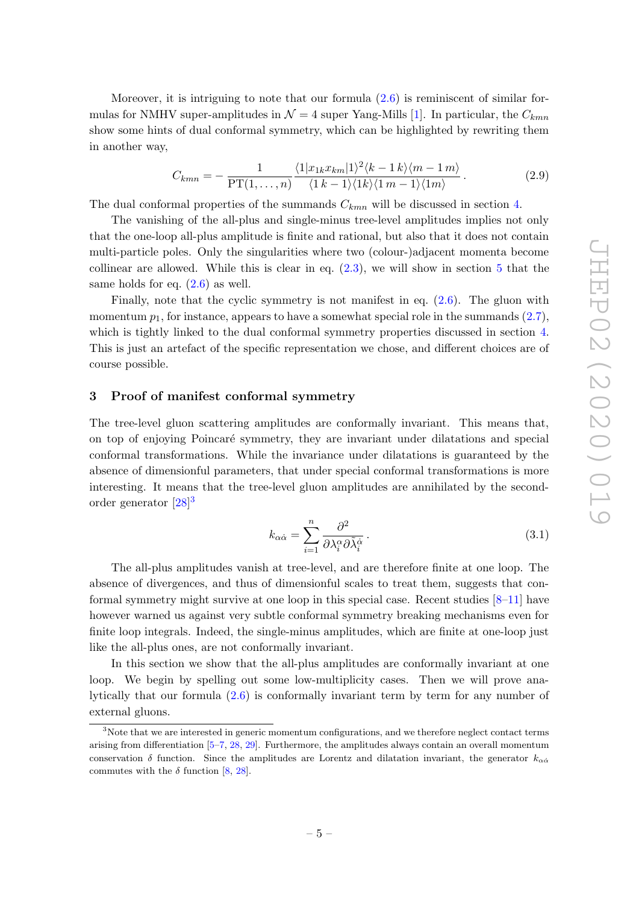Moreover, it is intriguing to note that our formula (2.6) is reminiscent of similar formulas for NMHV super-amplitudes in $\mathcal{N}=4$ super Yang-Mills [1]. In particular, the $C_{kmn}$ show some hints of dual conformal symmetry, which can be highlighted by rewriting them in another way,

$$C_{kmn} = -\frac{1}{\mathrm{PT}(1,\ldots,n)} \frac{\langle 1|x_{1k}x_{km}|1\rangle^2 \langle k-1\, k\rangle \langle m-1\, m\rangle}{\langle 1\, k-1\rangle \langle 1k\rangle \langle 1\, m-1\rangle \langle 1m\rangle} \,. \tag{2.9}$$

The dual conformal properties of the summands $C_{kmn}$ will be discussed in section 4.

The vanishing of the all-plus and single-minus tree-level amplitudes implies not only that the one-loop all-plus amplitude is finite and rational, but also that it does not contain multi-particle poles. Only the singularities where two (colour-)adjacent momenta become collinear are allowed. While this is clear in eq. (2.3), we will show in section 5 that the same holds for eq. (2.6) as well.

Finally, note that the cyclic symmetry is not manifest in eq. (2.6). The gluon with momentum $p_1$, for instance, appears to have a somewhat special role in the summands (2.7), which is tightly linked to the dual conformal symmetry properties discussed in section 4. This is just an artefact of the specific representation we chose, and different choices are of course possible.

## 3 Proof of manifest conformal symmetry

The tree-level gluon scattering amplitudes are conformally invariant. This means that, on top of enjoying Poincaré symmetry, they are invariant under dilatations and special conformal transformations. While the invariance under dilatations is guaranteed by the absence of dimensionful parameters, that under special conformal transformations is more interesting. It means that the tree-level gluon amplitudes are annihilated by the second-order generator [28][3]

$$k_{\alpha\dot{\alpha}} = \sum_{i=1}^{n} \frac{\partial^2}{\partial \lambda_i^{\alpha} \partial \tilde{\lambda}_i^{\dot{\alpha}}} \,. \tag{3.1}$$

The all-plus amplitudes vanish at tree-level, and are therefore finite at one loop. The absence of divergences, and thus of dimensionful scales to treat them, suggests that conformal symmetry might survive at one loop in this special case. Recent studies [8–11] have however warned us against very subtle conformal symmetry breaking mechanisms even for finite loop integrals. Indeed, the single-minus amplitudes, which are finite at one-loop just like the all-plus ones, are not conformally invariant.

In this section we show that the all-plus amplitudes are conformally invariant at one loop. We begin by spelling out some low-multiplicity cases. Then we will prove analytically that our formula (2.6) is conformally invariant term by term for any number of external gluons.

[3] Note that we are interested in generic momentum configurations, and we therefore neglect contact terms arising from differentiation [5–7, 28, 29]. Furthermore, the amplitudes always contain an overall momentum conservation $\delta$ function. Since the amplitudes are Lorentz and dilatation invariant, the generator $k_{\alpha\dot{\alpha}}$ commutes with the $\delta$ function [8, 28].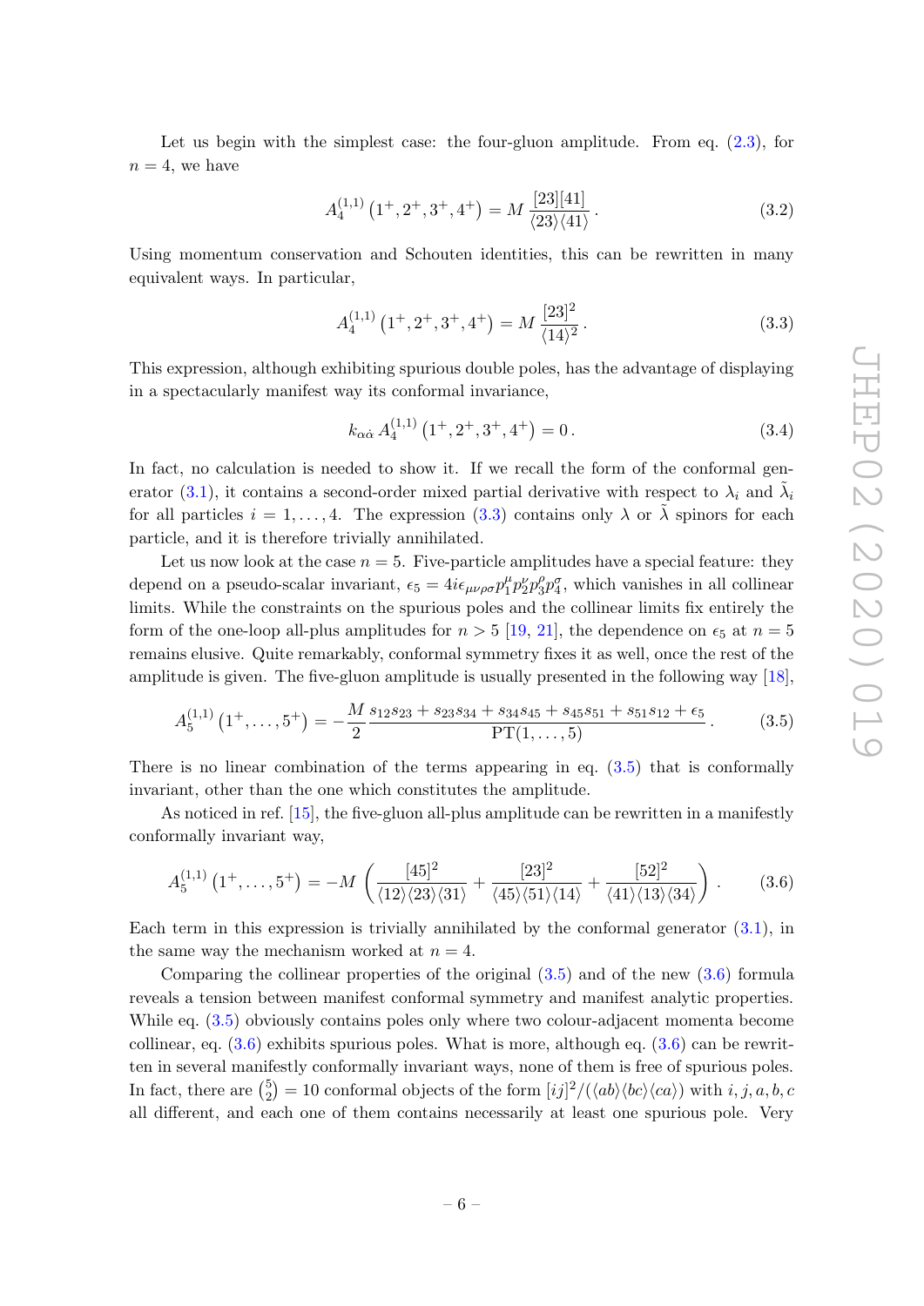Let us begin with the simplest case: the four-gluon amplitude. From eq. (2.3), for $n = 4$, we have

$$A_4^{(1,1)}\left(1^+, 2^+, 3^+, 4^+\right) = M\,\frac{[23][41]}{\langle 23\rangle\langle 41\rangle}\,. \tag{3.2}$$

Using momentum conservation and Schouten identities, this can be rewritten in many equivalent ways. In particular,

$$A_4^{(1,1)}\left(1^+, 2^+, 3^+, 4^+\right) = M\,\frac{[23]^2}{\langle 14\rangle^2}\,. \tag{3.3}$$

This expression, although exhibiting spurious double poles, has the advantage of displaying in a spectacularly manifest way its conformal invariance,

$$k_{\alpha\dot{\alpha}}\, A_4^{(1,1)}\left(1^+, 2^+, 3^+, 4^+\right) = 0\,. \tag{3.4}$$

In fact, no calculation is needed to show it. If we recall the form of the conformal generator (3.1), it contains a second-order mixed partial derivative with respect to $\lambda_i$ and $\tilde{\lambda}_i$ for all particles $i = 1, \ldots, 4$. The expression (3.3) contains only $\lambda$ or $\tilde{\lambda}$ spinors for each particle, and it is therefore trivially annihilated.

Let us now look at the case $n = 5$. Five-particle amplitudes have a special feature: they depend on a pseudo-scalar invariant, $\epsilon_5 = 4i\epsilon_{\mu\nu\rho\sigma}p_1^\mu p_2^\nu p_3^\rho p_4^\sigma$, which vanishes in all collinear limits. While the constraints on the spurious poles and the collinear limits fix entirely the form of the one-loop all-plus amplitudes for $n > 5$ [19, 21], the dependence on $\epsilon_5$ at $n = 5$ remains elusive. Quite remarkably, conformal symmetry fixes it as well, once the rest of the amplitude is given. The five-gluon amplitude is usually presented in the following way [18],

$$A_5^{(1,1)}\left(1^+, \ldots, 5^+\right) = -\frac{M}{2}\,\frac{s_{12}s_{23} + s_{23}s_{34} + s_{34}s_{45} + s_{45}s_{51} + s_{51}s_{12} + \epsilon_5}{\mathrm{PT}(1, \ldots, 5)}\,. \tag{3.5}$$

There is no linear combination of the terms appearing in eq. (3.5) that is conformally invariant, other than the one which constitutes the amplitude.

As noticed in ref. [15], the five-gluon all-plus amplitude can be rewritten in a manifestly conformally invariant way,

$$A_5^{(1,1)}\left(1^+, \ldots, 5^+\right) = -M\left(\frac{[45]^2}{\langle 12\rangle\langle 23\rangle\langle 31\rangle} + \frac{[23]^2}{\langle 45\rangle\langle 51\rangle\langle 14\rangle} + \frac{[52]^2}{\langle 41\rangle\langle 13\rangle\langle 34\rangle}\right)\,. \tag{3.6}$$

Each term in this expression is trivially annihilated by the conformal generator (3.1), in the same way the mechanism worked at $n = 4$.

Comparing the collinear properties of the original (3.5) and of the new (3.6) formula reveals a tension between manifest conformal symmetry and manifest analytic properties. While eq. (3.5) obviously contains poles only where two colour-adjacent momenta become collinear, eq. (3.6) exhibits spurious poles. What is more, although eq. (3.6) can be rewritten in several manifestly conformally invariant ways, none of them is free of spurious poles. In fact, there are $\binom{5}{2} = 10$ conformal objects of the form $[ij]^2/(\langle ab\rangle\langle bc\rangle\langle ca\rangle)$ with $i, j, a, b, c$ all different, and each one of them contains necessarily at least one spurious pole. Very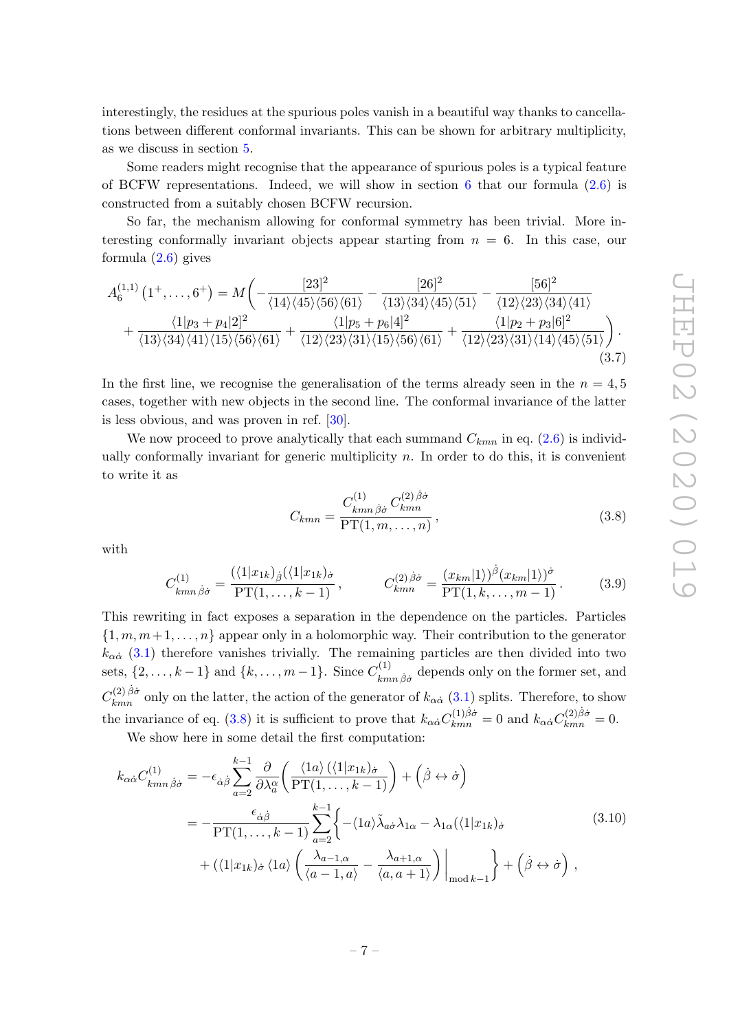interestingly, the residues at the spurious poles vanish in a beautiful way thanks to cancellations between different conformal invariants. This can be shown for arbitrary multiplicity, as we discuss in section 5.

Some readers might recognise that the appearance of spurious poles is a typical feature of BCFW representations. Indeed, we will show in section 6 that our formula (2.6) is constructed from a suitably chosen BCFW recursion.

So far, the mechanism allowing for conformal symmetry has been trivial. More interesting conformally invariant objects appear starting from $n = 6$. In this case, our formula (2.6) gives

$$
\begin{aligned}
A_6^{(1,1)}\left(1^+,\ldots,6^+\right) = M\bigg( & -\frac{[23]^2}{\langle 14\rangle\langle 45\rangle\langle 56\rangle\langle 61\rangle} - \frac{[26]^2}{\langle 13\rangle\langle 34\rangle\langle 45\rangle\langle 51\rangle} - \frac{[56]^2}{\langle 12\rangle\langle 23\rangle\langle 34\rangle\langle 41\rangle} \\
& + \frac{\langle 1|p_3+p_4|2]^2}{\langle 13\rangle\langle 34\rangle\langle 41\rangle\langle 15\rangle\langle 56\rangle\langle 61\rangle} + \frac{\langle 1|p_5+p_6|4]^2}{\langle 12\rangle\langle 23\rangle\langle 31\rangle\langle 15\rangle\langle 56\rangle\langle 61\rangle} + \frac{\langle 1|p_2+p_3|6]^2}{\langle 12\rangle\langle 23\rangle\langle 31\rangle\langle 14\rangle\langle 45\rangle\langle 51\rangle}\bigg).
\end{aligned}
\tag{3.7}
$$

In the first line, we recognise the generalisation of the terms already seen in the $n = 4, 5$ cases, together with new objects in the second line. The conformal invariance of the latter is less obvious, and was proven in ref. [30].

We now proceed to prove analytically that each summand $C_{kmn}$ in eq. (2.6) is individually conformally invariant for generic multiplicity $n$. In order to do this, it is convenient to write it as

$$
C_{kmn} = \frac{C^{(1)}_{kmn\,\dot\beta\dot\sigma}\, C^{(2)\,\dot\beta\dot\sigma}_{kmn}}{\mathrm{PT}(1,m,\ldots,n)}\,,
\tag{3.8}
$$

with

$$
C^{(1)}_{kmn\,\dot\beta\dot\sigma} = \frac{(\langle 1|x_{1k})_{\dot\beta}(\langle 1|x_{1k})_{\dot\sigma}}{\mathrm{PT}(1,\ldots,k-1)}\,, \qquad C^{(2)\,\dot\beta\dot\sigma}_{kmn} = \frac{(x_{km}|1\rangle)^{\dot\beta}(x_{km}|1\rangle)^{\dot\sigma}}{\mathrm{PT}(1,k,\ldots,m-1)}\,.
\tag{3.9}
$$

This rewriting in fact exposes a separation in the dependence on the particles. Particles $\{1, m, m+1, \ldots, n\}$ appear only in a holomorphic way. Their contribution to the generator $k_{\alpha\dot\alpha}$ (3.1) therefore vanishes trivially. The remaining particles are then divided into two sets, $\{2, \ldots, k-1\}$ and $\{k, \ldots, m-1\}$. Since $C^{(1)}_{kmn\,\dot\beta\dot\sigma}$ depends only on the former set, and $C^{(2)\,\dot\beta\dot\sigma}_{kmn}$ only on the latter, the action of the generator of $k_{\alpha\dot\alpha}$ (3.1) splits. Therefore, to show the invariance of eq. (3.8) it is sufficient to prove that $k_{\alpha\dot\alpha}C^{(1)\dot\beta\dot\sigma}_{kmn} = 0$ and $k_{\alpha\dot\alpha}C^{(2)\dot\beta\dot\sigma}_{kmn} = 0$.

We show here in some detail the first computation:

$$
\begin{aligned}
k_{\alpha\dot\alpha}C^{(1)}_{kmn\,\dot\beta\dot\sigma} &= -\epsilon_{\dot\alpha\dot\beta}\sum_{a=2}^{k-1}\frac{\partial}{\partial\lambda_a^\alpha}\left(\frac{\langle 1a\rangle\,(\langle 1|x_{1k})_{\dot\sigma}}{\mathrm{PT}(1,\ldots,k-1)}\right) + \left(\dot\beta\leftrightarrow\dot\sigma\right) \\
&= -\frac{\epsilon_{\dot\alpha\dot\beta}}{\mathrm{PT}(1,\ldots,k-1)}\sum_{a=2}^{k-1}\bigg\{-\langle 1a\rangle\tilde\lambda_{a\dot\sigma}\lambda_{1\alpha} - \lambda_{1\alpha}(\langle 1|x_{1k})_{\dot\sigma} \\
&\quad + (\langle 1|x_{1k})_{\dot\sigma}\,\langle 1a\rangle\left(\frac{\lambda_{a-1,\alpha}}{\langle a-1,a\rangle} - \frac{\lambda_{a+1,\alpha}}{\langle a,a+1\rangle}\right)\bigg|_{\mathrm{mod}\,k-1}\bigg\} + \left(\dot\beta\leftrightarrow\dot\sigma\right),
\end{aligned}
\tag{3.10}
$$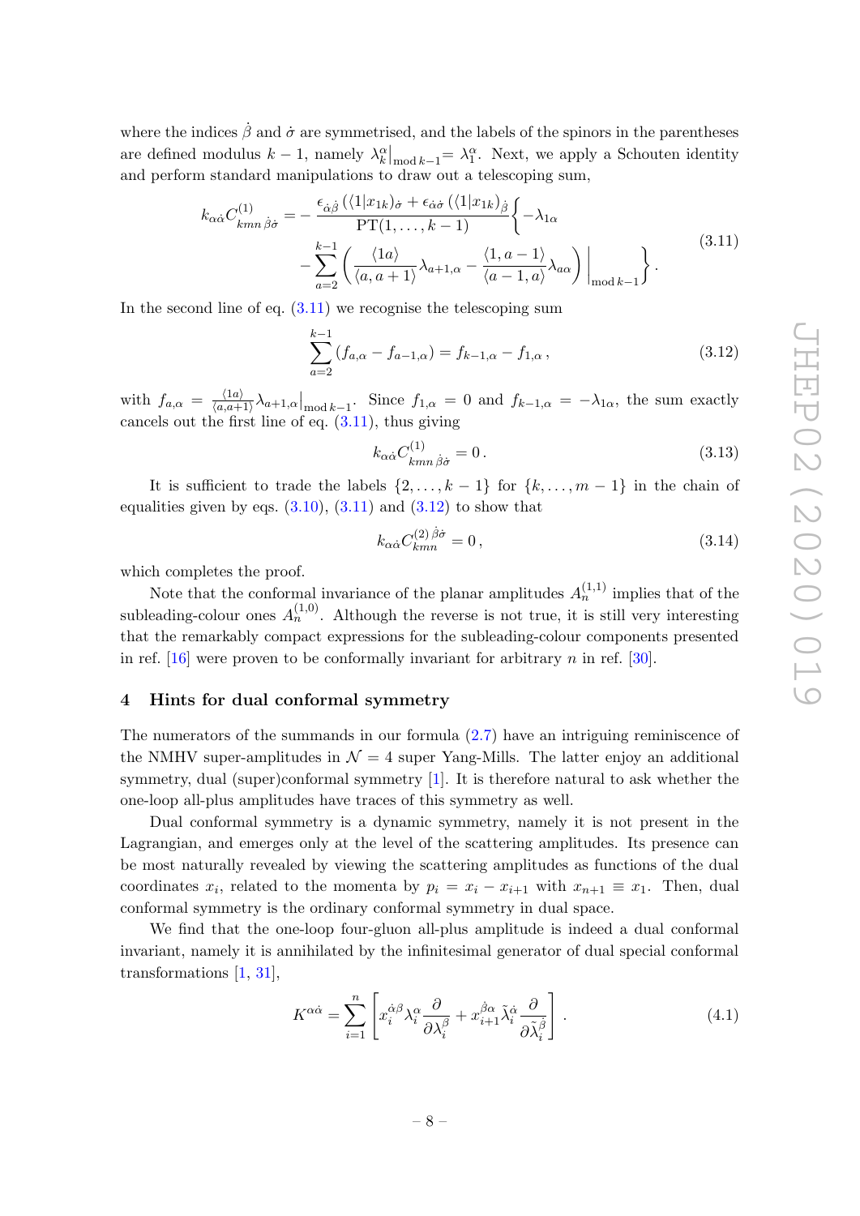where the indices $\dot\beta$ and $\dot\sigma$ are symmetrised, and the labels of the spinors in the parentheses are defined modulus $k-1$, namely $\lambda_k^\alpha\big|_{\text{mod}\, k-1} = \lambda_1^\alpha$. Next, we apply a Schouten identity and perform standard manipulations to draw out a telescoping sum,

$$
\begin{aligned}
k_{\alpha\dot\alpha} C^{(1)}_{kmn\,\dot\beta\dot\sigma} = - \frac{\epsilon_{\dot\alpha\dot\beta}\left(\langle 1|x_{1k})_{\dot\sigma} + \epsilon_{\dot\alpha\dot\sigma}\left(\langle 1|x_{1k}\right)_{\dot\beta}}{\text{PT}(1,\dots,k-1)} \Bigg\{ & -\lambda_{1\alpha} \\
& - \sum_{a=2}^{k-1} \left( \frac{\langle 1a\rangle}{\langle a,a+1\rangle} \lambda_{a+1,\alpha} - \frac{\langle 1,a-1\rangle}{\langle a-1,a\rangle}\lambda_{a\alpha} \right)\Bigg|_{\text{mod}\, k-1} \Bigg\} .
\end{aligned}
\tag{3.11}
$$

In the second line of eq. (3.11) we recognise the telescoping sum

$$
\sum_{a=2}^{k-1} \left( f_{a,\alpha} - f_{a-1,\alpha} \right) = f_{k-1,\alpha} - f_{1,\alpha} \,, \tag{3.12}
$$

with $f_{a,\alpha} = \frac{\langle 1a\rangle}{\langle a,a+1\rangle}\lambda_{a+1,\alpha}\big|_{\text{mod}\, k-1}$. Since $f_{1,\alpha} = 0$ and $f_{k-1,\alpha} = -\lambda_{1\alpha}$, the sum exactly cancels out the first line of eq. (3.11), thus giving

$$
k_{\alpha\dot\alpha} C^{(1)}_{kmn\,\dot\beta\dot\sigma} = 0 \,. \tag{3.13}
$$

It is sufficient to trade the labels $\{2,\dots,k-1\}$ for $\{k,\dots,m-1\}$ in the chain of equalities given by eqs. (3.10), (3.11) and (3.12) to show that

$$
k_{\alpha\dot\alpha} C^{(2)\,\dot\beta\dot\sigma}_{kmn} = 0 \,, \tag{3.14}
$$

which completes the proof.

Note that the conformal invariance of the planar amplitudes $A_n^{(1,1)}$ implies that of the subleading-colour ones $A_n^{(1,0)}$. Although the reverse is not true, it is still very interesting that the remarkably compact expressions for the subleading-colour components presented in ref. [16] were proven to be conformally invariant for arbitrary $n$ in ref. [30].

## 4 Hints for dual conformal symmetry

The numerators of the summands in our formula (2.7) have an intriguing reminiscence of the NMHV super-amplitudes in $\mathcal{N}=4$ super Yang-Mills. The latter enjoy an additional symmetry, dual (super)conformal symmetry [1]. It is therefore natural to ask whether the one-loop all-plus amplitudes have traces of this symmetry as well.

Dual conformal symmetry is a dynamic symmetry, namely it is not present in the Lagrangian, and emerges only at the level of the scattering amplitudes. Its presence can be most naturally revealed by viewing the scattering amplitudes as functions of the dual coordinates $x_i$, related to the momenta by $p_i = x_i - x_{i+1}$ with $x_{n+1} \equiv x_1$. Then, dual conformal symmetry is the ordinary conformal symmetry in dual space.

We find that the one-loop four-gluon all-plus amplitude is indeed a dual conformal invariant, namely it is annihilated by the infinitesimal generator of dual special conformal transformations [1, 31],

$$
K^{\alpha\dot\alpha} = \sum_{i=1}^{n} \left[ x_i^{\dot\alpha\beta}\lambda_i^\alpha \frac{\partial}{\partial\lambda_i^\beta} + x_{i+1}^{\dot\beta\alpha}\tilde\lambda_i^{\dot\alpha}\frac{\partial}{\partial\tilde\lambda_i^{\dot\beta}} \right] . \tag{4.1}
$$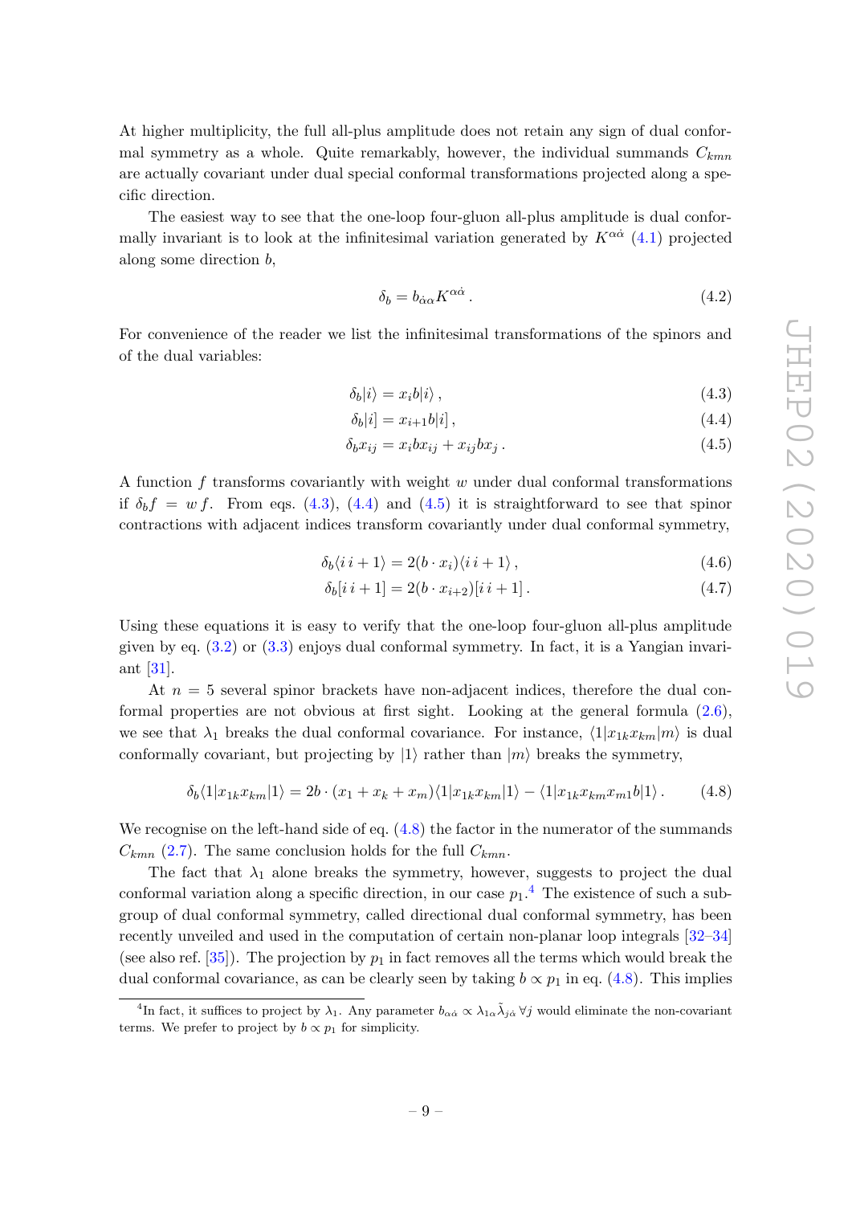At higher multiplicity, the full all-plus amplitude does not retain any sign of dual conformal symmetry as a whole. Quite remarkably, however, the individual summands $C_{kmn}$ are actually covariant under dual special conformal transformations projected along a specific direction.

The easiest way to see that the one-loop four-gluon all-plus amplitude is dual conformally invariant is to look at the infinitesimal variation generated by $K^{\alpha\dot{\alpha}}$ (4.1) projected along some direction $b$,

$$\delta_b = b_{\dot{\alpha}\alpha} K^{\alpha\dot{\alpha}} \,. \tag{4.2}$$

For convenience of the reader we list the infinitesimal transformations of the spinors and of the dual variables:

$$\delta_b |i\rangle = x_i b |i\rangle \,, \tag{4.3}$$

$$\delta_b |i] = x_{i+1} b |i] \,, \tag{4.4}$$

$$\delta_b x_{ij} = x_i b x_{ij} + x_{ij} b x_j \,. \tag{4.5}$$

A function $f$ transforms covariantly with weight $w$ under dual conformal transformations if $\delta_b f = w\, f$. From eqs. (4.3), (4.4) and (4.5) it is straightforward to see that spinor contractions with adjacent indices transform covariantly under dual conformal symmetry,

$$\delta_b \langle i\, i+1\rangle = 2(b\cdot x_i) \langle i\, i+1\rangle \,, \tag{4.6}$$

$$\delta_b [i\, i+1] = 2(b\cdot x_{i+2}) [i\, i+1] \,. \tag{4.7}$$

Using these equations it is easy to verify that the one-loop four-gluon all-plus amplitude given by eq. (3.2) or (3.3) enjoys dual conformal symmetry. In fact, it is a Yangian invariant [31].

At $n = 5$ several spinor brackets have non-adjacent indices, therefore the dual conformal properties are not obvious at first sight. Looking at the general formula (2.6), we see that $\lambda_1$ breaks the dual conformal covariance. For instance, $\langle 1|x_{1k} x_{km}|m\rangle$ is dual conformally covariant, but projecting by $|1\rangle$ rather than $|m\rangle$ breaks the symmetry,

$$\delta_b \langle 1|x_{1k} x_{km}|1\rangle = 2b\cdot(x_1 + x_k + x_m)\langle 1|x_{1k} x_{km}|1\rangle - \langle 1|x_{1k} x_{km} x_{m1} b|1\rangle \,. \tag{4.8}$$

We recognise on the left-hand side of eq. (4.8) the factor in the numerator of the summands $C_{kmn}$ (2.7). The same conclusion holds for the full $C_{kmn}$.

The fact that $\lambda_1$ alone breaks the symmetry, however, suggests to project the dual conformal variation along a specific direction, in our case $p_1$.[4] The existence of such a subgroup of dual conformal symmetry, called directional dual conformal symmetry, has been recently unveiled and used in the computation of certain non-planar loop integrals [32–34] (see also ref. [35]). The projection by $p_1$ in fact removes all the terms which would break the dual conformal covariance, as can be clearly seen by taking $b \propto p_1$ in eq. (4.8). This implies

[4] In fact, it suffices to project by $\lambda_1$. Any parameter $b_{\alpha\dot{\alpha}} \propto \lambda_{1\alpha}\tilde{\lambda}_{j\dot{\alpha}}\ \forall j$ would eliminate the non-covariant terms. We prefer to project by $b \propto p_1$ for simplicity.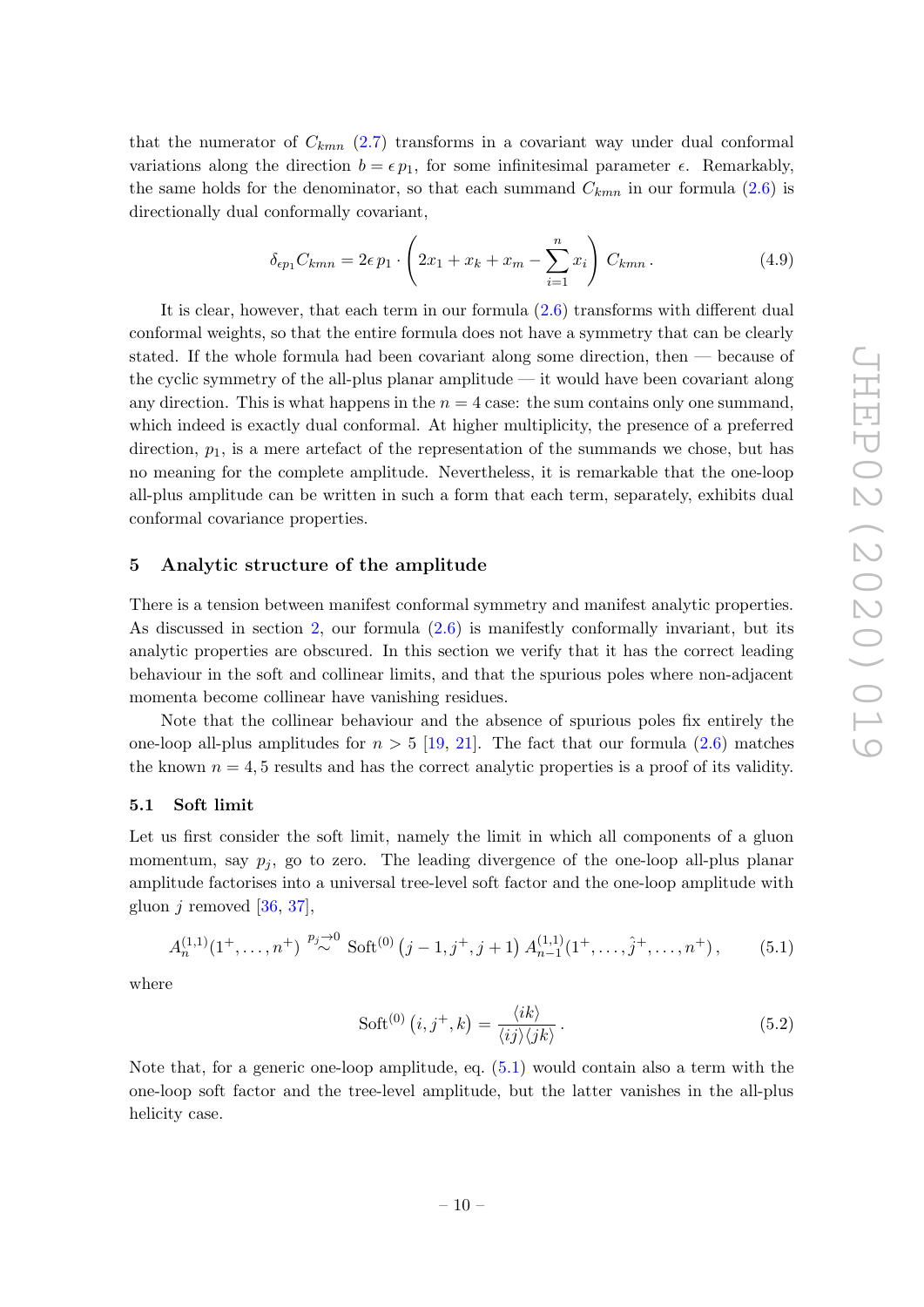that the numerator of $C_{kmn}$ (2.7) transforms in a covariant way under dual conformal variations along the direction $b = \epsilon\, p_1$, for some infinitesimal parameter $\epsilon$. Remarkably, the same holds for the denominator, so that each summand $C_{kmn}$ in our formula (2.6) is directionally dual conformally covariant,

$$\delta_{\epsilon p_1} C_{kmn} = 2\epsilon\, p_1 \cdot \left( 2x_1 + x_k + x_m - \sum_{i=1}^{n} x_i \right) C_{kmn}\,. \tag{4.9}$$

It is clear, however, that each term in our formula (2.6) transforms with different dual conformal weights, so that the entire formula does not have a symmetry that can be clearly stated. If the whole formula had been covariant along some direction, then — because of the cyclic symmetry of the all-plus planar amplitude — it would have been covariant along any direction. This is what happens in the $n = 4$ case: the sum contains only one summand, which indeed is exactly dual conformal. At higher multiplicity, the presence of a preferred direction, $p_1$, is a mere artefact of the representation of the summands we chose, but has no meaning for the complete amplitude. Nevertheless, it is remarkable that the one-loop all-plus amplitude can be written in such a form that each term, separately, exhibits dual conformal covariance properties.

## 5 Analytic structure of the amplitude

There is a tension between manifest conformal symmetry and manifest analytic properties. As discussed in section 2, our formula (2.6) is manifestly conformally invariant, but its analytic properties are obscured. In this section we verify that it has the correct leading behaviour in the soft and collinear limits, and that the spurious poles where non-adjacent momenta become collinear have vanishing residues.

Note that the collinear behaviour and the absence of spurious poles fix entirely the one-loop all-plus amplitudes for $n > 5$ [19, 21]. The fact that our formula (2.6) matches the known $n = 4, 5$ results and has the correct analytic properties is a proof of its validity.

### 5.1 Soft limit

Let us first consider the soft limit, namely the limit in which all components of a gluon momentum, say $p_j$, go to zero. The leading divergence of the one-loop all-plus planar amplitude factorises into a universal tree-level soft factor and the one-loop amplitude with gluon $j$ removed [36, 37],

$$A_n^{(1,1)}(1^+, \ldots, n^+) \overset{p_j \to 0}{\sim} \mathrm{Soft}^{(0)}\left(j-1, j^+, j+1\right) A_{n-1}^{(1,1)}(1^+, \ldots, \hat{j}^+, \ldots, n^+)\,, \tag{5.1}$$

where

$$\mathrm{Soft}^{(0)}\left(i, j^+, k\right) = \frac{\langle ik \rangle}{\langle ij \rangle \langle jk \rangle}\,. \tag{5.2}$$

Note that, for a generic one-loop amplitude, eq. (5.1) would contain also a term with the one-loop soft factor and the tree-level amplitude, but the latter vanishes in the all-plus helicity case.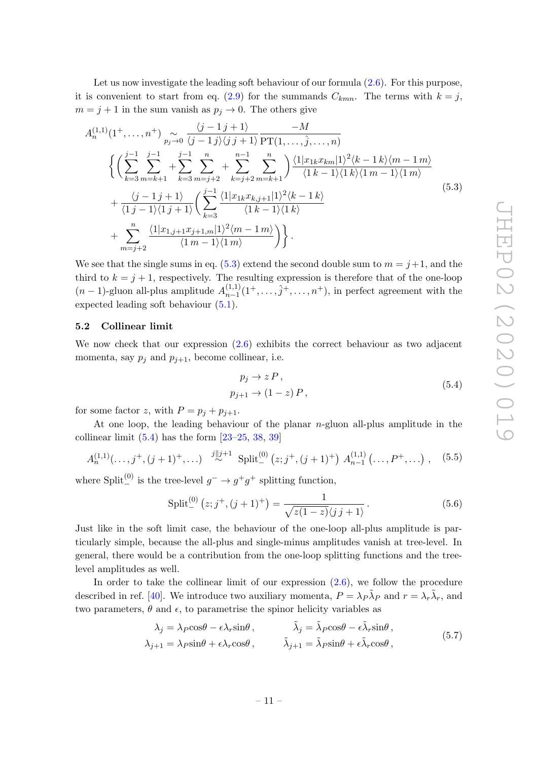Let us now investigate the leading soft behaviour of our formula (2.6). For this purpose, it is convenient to start from eq. (2.9) for the summands $C_{kmn}$. The terms with $k=j$, $m=j+1$ in the sum vanish as $p_j \to 0$. The others give

$$
\begin{aligned}
A_n^{(1,1)}(1^+,\dots,n^+) \underset{p_j\to 0}{\sim} & \frac{\langle j-1\, j+1\rangle}{\langle j-1\, j\rangle\langle j\, j+1\rangle} \frac{-M}{\mathrm{PT}(1,\dots,\hat{j},\dots,n)} \\
& \Bigg\{ \Bigg( \sum_{k=3}^{j-1}\sum_{m=k+1}^{j-1} + \sum_{k=3}^{j-1}\sum_{m=j+2}^{n} + \sum_{k=j+2}^{n-1}\sum_{m=k+1}^{n} \Bigg) \frac{\langle 1|x_{1k}x_{km}|1\rangle^2 \langle k-1\, k\rangle\langle m-1\, m\rangle}{\langle 1\, k-1\rangle\langle 1\, k\rangle\langle 1\, m-1\rangle\langle 1\, m\rangle} \\
& + \frac{\langle j-1\, j+1\rangle}{\langle 1\, j-1\rangle\langle 1\, j+1\rangle} \Bigg( \sum_{k=3}^{j-1} \frac{\langle 1|x_{1k}x_{k,j+1}|1\rangle^2 \langle k-1\, k\rangle}{\langle 1\, k-1\rangle\langle 1\, k\rangle} \\
& + \sum_{m=j+2}^{n} \frac{\langle 1|x_{1,j+1}x_{j+1,m}|1\rangle^2\langle m-1\, m\rangle}{\langle 1\, m-1\rangle\langle 1\, m\rangle} \Bigg) \Bigg\} .
\end{aligned}
\tag{5.3}
$$

We see that the single sums in eq. (5.3) extend the second double sum to $m=j+1$, and the third to $k=j+1$, respectively. The resulting expression is therefore that of the one-loop $(n-1)$-gluon all-plus amplitude $A_{n-1}^{(1,1)}(1^+,\dots,\hat{j}^+,\dots,n^+)$, in perfect agreement with the expected leading soft behaviour (5.1).

### 5.2 Collinear limit

We now check that our expression (2.6) exhibits the correct behaviour as two adjacent momenta, say $p_j$ and $p_{j+1}$, become collinear, i.e.

$$
\begin{aligned}
p_j &\to z\, P , \\
p_{j+1} &\to (1-z)\, P ,
\end{aligned}
\tag{5.4}
$$

for some factor $z$, with $P = p_j + p_{j+1}$.

At one loop, the leading behaviour of the planar $n$-gluon all-plus amplitude in the collinear limit (5.4) has the form [23–25, 38, 39]

$$
A_n^{(1,1)}(\dots,j^+,(j+1)^+,\dots) \overset{j\parallel j+1}{\sim} \mathrm{Split}_-^{(0)}\left(z;j^+,(j+1)^+\right) A_{n-1}^{(1,1)}\left(\dots,P^+,\dots\right) , \tag{5.5}
$$

where $\mathrm{Split}_-^{(0)}$ is the tree-level $g^- \to g^+ g^+$ splitting function,

$$
\mathrm{Split}_-^{(0)}\left(z;j^+,(j+1)^+\right) = \frac{1}{\sqrt{z(1-z)}\langle j\, j+1\rangle} . \tag{5.6}
$$

Just like in the soft limit case, the behaviour of the one-loop all-plus amplitude is particularly simple, because the all-plus and single-minus amplitudes vanish at tree-level. In general, there would be a contribution from the one-loop splitting functions and the tree-level amplitudes as well.

In order to take the collinear limit of our expression (2.6), we follow the procedure described in ref. [40]. We introduce two auxiliary momenta, $P = \lambda_P\tilde{\lambda}_P$ and $r = \lambda_r\tilde{\lambda}_r$, and two parameters, $\theta$ and $\epsilon$, to parametrise the spinor helicity variables as

$$
\begin{aligned}
\lambda_j &= \lambda_P \cos\theta - \epsilon\lambda_r \sin\theta , & \tilde{\lambda}_j &= \tilde{\lambda}_P \cos\theta - \epsilon\tilde{\lambda}_r \sin\theta , \\
\lambda_{j+1} &= \lambda_P \sin\theta + \epsilon\lambda_r \cos\theta , & \tilde{\lambda}_{j+1} &= \tilde{\lambda}_P \sin\theta + \epsilon\tilde{\lambda}_r \cos\theta ,
\end{aligned}
\tag{5.7}
$$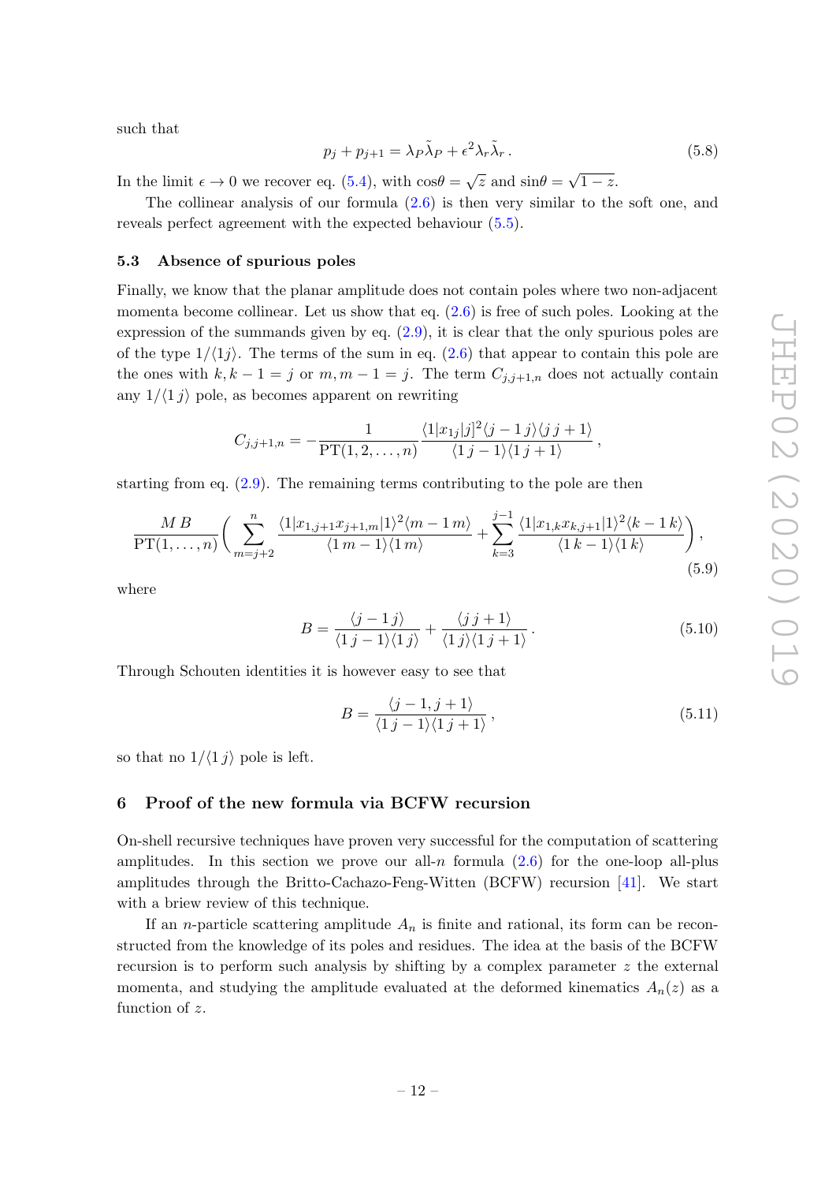such that

$$p_j + p_{j+1} = \lambda_P \tilde{\lambda}_P + \epsilon^2 \lambda_r \tilde{\lambda}_r \,. \tag{5.8}$$

In the limit $\epsilon \to 0$ we recover eq. (5.4), with $\cos\theta = \sqrt{z}$ and $\sin\theta = \sqrt{1-z}$.

The collinear analysis of our formula (2.6) is then very similar to the soft one, and reveals perfect agreement with the expected behaviour (5.5).

### 5.3 Absence of spurious poles

Finally, we know that the planar amplitude does not contain poles where two non-adjacent momenta become collinear. Let us show that eq. (2.6) is free of such poles. Looking at the expression of the summands given by eq. (2.9), it is clear that the only spurious poles are of the type $1/\langle 1j\rangle$. The terms of the sum in eq. (2.6) that appear to contain this pole are the ones with $k, k-1 = j$ or $m, m-1 = j$. The term $C_{j,j+1,n}$ does not actually contain any $1/\langle 1\, j\rangle$ pole, as becomes apparent on rewriting

$$C_{j,j+1,n} = -\frac{1}{\mathrm{PT}(1,2,\ldots,n)} \frac{\langle 1|x_{1j}|j]^2 \langle j-1\, j\rangle\langle j\, j+1\rangle}{\langle 1\, j-1\rangle\langle 1\, j+1\rangle}\,,$$

starting from eq. (2.9). The remaining terms contributing to the pole are then

$$\frac{M\,B}{\mathrm{PT}(1,\ldots,n)}\left(\sum_{m=j+2}^{n} \frac{\langle 1|x_{1,j+1}x_{j+1,m}|1\rangle^2 \langle m-1\, m\rangle}{\langle 1\, m-1\rangle\langle 1\, m\rangle} + \sum_{k=3}^{j-1} \frac{\langle 1|x_{1,k}x_{k,j+1}|1\rangle^2 \langle k-1\, k\rangle}{\langle 1\, k-1\rangle\langle 1\, k\rangle}\right), \tag{5.9}$$

where

$$B = \frac{\langle j-1\, j\rangle}{\langle 1\, j-1\rangle\langle 1\, j\rangle} + \frac{\langle j\, j+1\rangle}{\langle 1\, j\rangle\langle 1\, j+1\rangle}\,. \tag{5.10}$$

Through Schouten identities it is however easy to see that

$$B = \frac{\langle j-1, j+1\rangle}{\langle 1\, j-1\rangle\langle 1\, j+1\rangle}\,, \tag{5.11}$$

so that no $1/\langle 1\, j\rangle$ pole is left.

## 6 Proof of the new formula via BCFW recursion

On-shell recursive techniques have proven very successful for the computation of scattering amplitudes. In this section we prove our all-$n$ formula (2.6) for the one-loop all-plus amplitudes through the Britto-Cachazo-Feng-Witten (BCFW) recursion [41]. We start with a briew review of this technique.

If an $n$-particle scattering amplitude $A_n$ is finite and rational, its form can be reconstructed from the knowledge of its poles and residues. The idea at the basis of the BCFW recursion is to perform such analysis by shifting by a complex parameter $z$ the external momenta, and studying the amplitude evaluated at the deformed kinematics $A_n(z)$ as a function of $z$.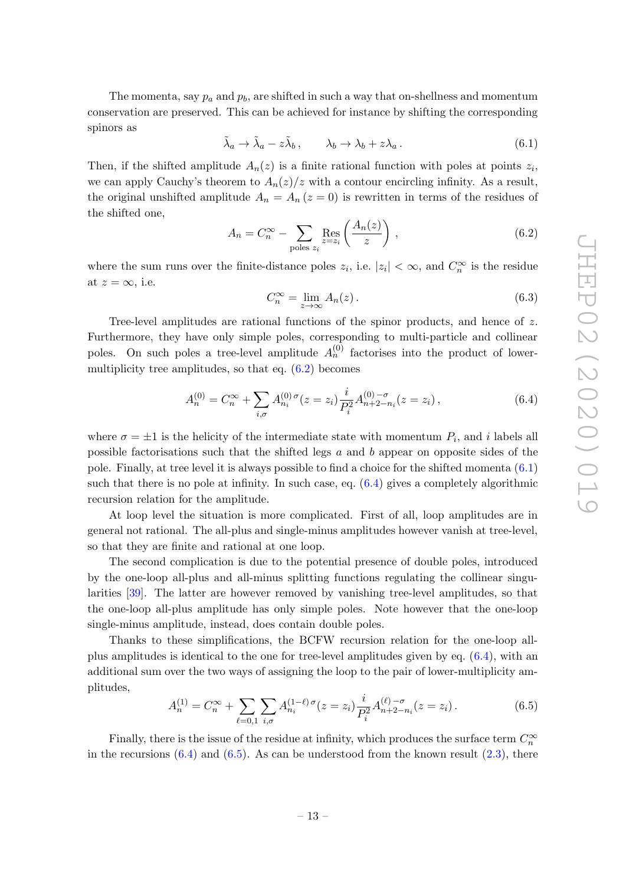The momenta, say $p_a$ and $p_b$, are shifted in such a way that on-shellness and momentum conservation are preserved. This can be achieved for instance by shifting the corresponding spinors as

$$\tilde{\lambda}_a \to \tilde{\lambda}_a - z\tilde{\lambda}_b\,, \qquad \lambda_b \to \lambda_b + z\lambda_a\,. \tag{6.1}$$

Then, if the shifted amplitude $A_n(z)$ is a finite rational function with poles at points $z_i$, we can apply Cauchy's theorem to $A_n(z)/z$ with a contour encircling infinity. As a result, the original unshifted amplitude $A_n = A_n(z=0)$ is rewritten in terms of the residues of the shifted one,

$$A_n = C_n^{\infty} - \sum_{\text{poles } z_i} \operatorname*{Res}_{z=z_i}\left(\frac{A_n(z)}{z}\right)\,, \tag{6.2}$$

where the sum runs over the finite-distance poles $z_i$, i.e. $|z_i| < \infty$, and $C_n^{\infty}$ is the residue at $z = \infty$, i.e.

$$C_n^{\infty} = \lim_{z\to\infty} A_n(z)\,. \tag{6.3}$$

Tree-level amplitudes are rational functions of the spinor products, and hence of $z$. Furthermore, they have only simple poles, corresponding to multi-particle and collinear poles. On such poles a tree-level amplitude $A_n^{(0)}$ factorises into the product of lower-multiplicity tree amplitudes, so that eq. (6.2) becomes

$$A_n^{(0)} = C_n^{\infty} + \sum_{i,\sigma} A_{n_i}^{(0)\,\sigma}(z=z_i)\,\frac{i}{P_i^2}\,A_{n+2-n_i}^{(0)\,-\sigma}(z=z_i)\,, \tag{6.4}$$

where $\sigma = \pm 1$ is the helicity of the intermediate state with momentum $P_i$, and $i$ labels all possible factorisations such that the shifted legs $a$ and $b$ appear on opposite sides of the pole. Finally, at tree level it is always possible to find a choice for the shifted momenta (6.1) such that there is no pole at infinity. In such case, eq. (6.4) gives a completely algorithmic recursion relation for the amplitude.

At loop level the situation is more complicated. First of all, loop amplitudes are in general not rational. The all-plus and single-minus amplitudes however vanish at tree-level, so that they are finite and rational at one loop.

The second complication is due to the potential presence of double poles, introduced by the one-loop all-plus and all-minus splitting functions regulating the collinear singularities [39]. The latter are however removed by vanishing tree-level amplitudes, so that the one-loop all-plus amplitude has only simple poles. Note however that the one-loop single-minus amplitude, instead, does contain double poles.

Thanks to these simplifications, the BCFW recursion relation for the one-loop all-plus amplitudes is identical to the one for tree-level amplitudes given by eq. (6.4), with an additional sum over the two ways of assigning the loop to the pair of lower-multiplicity amplitudes,

$$A_n^{(1)} = C_n^{\infty} + \sum_{\ell=0,1}\sum_{i,\sigma} A_{n_i}^{(1-\ell)\,\sigma}(z=z_i)\,\frac{i}{P_i^2}\,A_{n+2-n_i}^{(\ell)\,-\sigma}(z=z_i)\,. \tag{6.5}$$

Finally, there is the issue of the residue at infinity, which produces the surface term $C_n^{\infty}$ in the recursions (6.4) and (6.5). As can be understood from the known result (2.3), there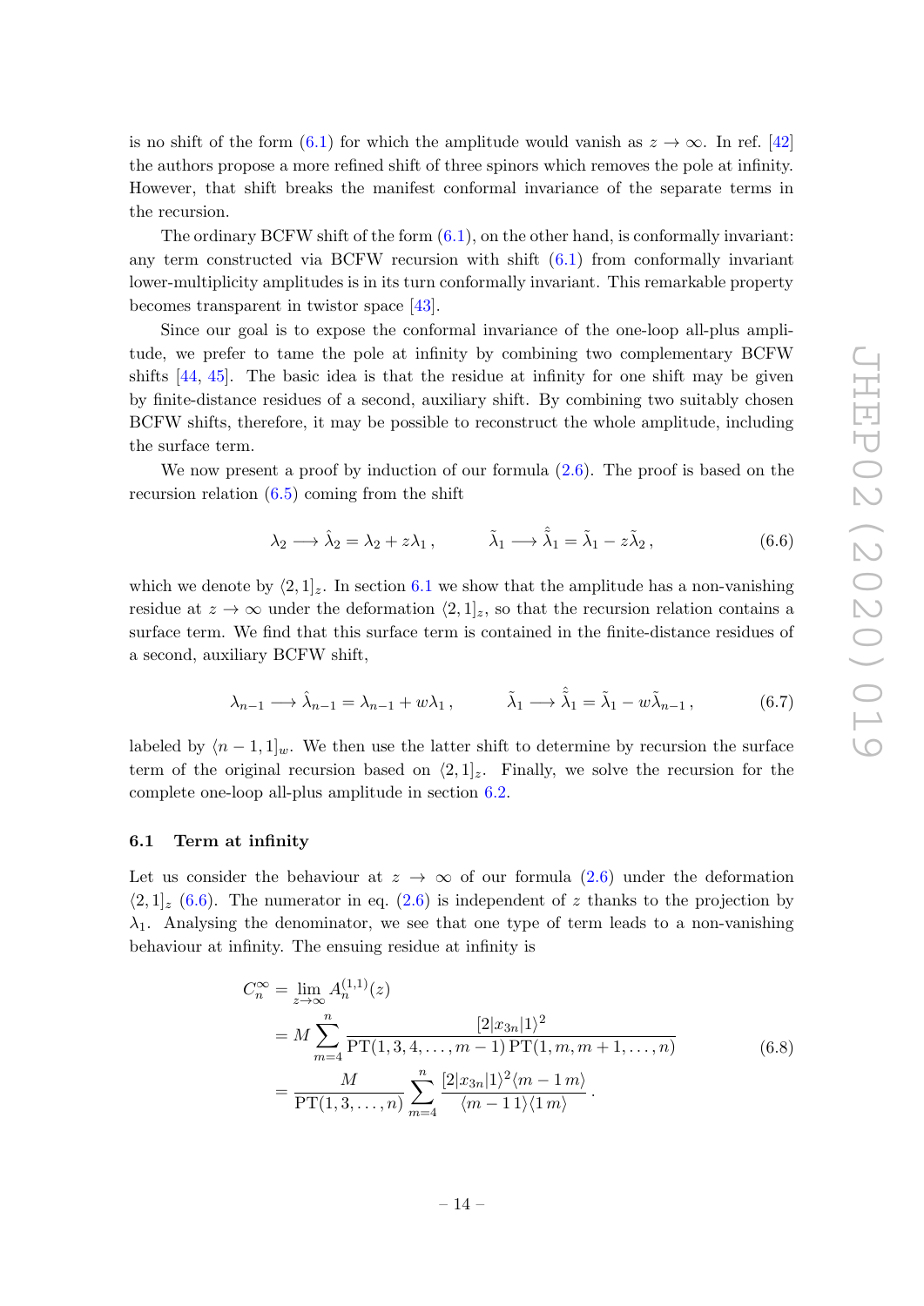is no shift of the form (6.1) for which the amplitude would vanish as $z \to \infty$. In ref. [42] the authors propose a more refined shift of three spinors which removes the pole at infinity. However, that shift breaks the manifest conformal invariance of the separate terms in the recursion.

The ordinary BCFW shift of the form (6.1), on the other hand, is conformally invariant: any term constructed via BCFW recursion with shift (6.1) from conformally invariant lower-multiplicity amplitudes is in its turn conformally invariant. This remarkable property becomes transparent in twistor space [43].

Since our goal is to expose the conformal invariance of the one-loop all-plus amplitude, we prefer to tame the pole at infinity by combining two complementary BCFW shifts [44, 45]. The basic idea is that the residue at infinity for one shift may be given by finite-distance residues of a second, auxiliary shift. By combining two suitably chosen BCFW shifts, therefore, it may be possible to reconstruct the whole amplitude, including the surface term.

We now present a proof by induction of our formula (2.6). The proof is based on the recursion relation (6.5) coming from the shift

$$\lambda_2 \longrightarrow \hat{\lambda}_2 = \lambda_2 + z\lambda_1 \,, \qquad \tilde{\lambda}_1 \longrightarrow \hat{\tilde{\lambda}}_1 = \tilde{\lambda}_1 - z\tilde{\lambda}_2 \,, \tag{6.6}$$

which we denote by $\langle 2, 1]_z$. In section 6.1 we show that the amplitude has a non-vanishing residue at $z \to \infty$ under the deformation $\langle 2, 1]_z$, so that the recursion relation contains a surface term. We find that this surface term is contained in the finite-distance residues of a second, auxiliary BCFW shift,

$$\lambda_{n-1} \longrightarrow \hat{\lambda}_{n-1} = \lambda_{n-1} + w\lambda_1 \,, \qquad \tilde{\lambda}_1 \longrightarrow \hat{\tilde{\lambda}}_1 = \tilde{\lambda}_1 - w\tilde{\lambda}_{n-1} \,, \tag{6.7}$$

labeled by $\langle n-1, 1]_w$. We then use the latter shift to determine by recursion the surface term of the original recursion based on $\langle 2, 1]_z$. Finally, we solve the recursion for the complete one-loop all-plus amplitude in section 6.2.

### 6.1 Term at infinity

Let us consider the behaviour at $z \to \infty$ of our formula (2.6) under the deformation $\langle 2, 1]_z$ (6.6). The numerator in eq. (2.6) is independent of $z$ thanks to the projection by $\lambda_1$. Analysing the denominator, we see that one type of term leads to a non-vanishing behaviour at infinity. The ensuing residue at infinity is

$$\begin{aligned}
C_n^\infty &= \lim_{z\to\infty} A_n^{(1,1)}(z) \\
&= M \sum_{m=4}^{n} \frac{[2|x_{3n}|1\rangle^2}{\mathrm{PT}(1,3,4,\ldots,m-1)\,\mathrm{PT}(1,m,m+1,\ldots,n)} \\
&= \frac{M}{\mathrm{PT}(1,3,\ldots,n)} \sum_{m=4}^{n} \frac{[2|x_{3n}|1\rangle^2 \langle m-1\, m\rangle}{\langle m-1\, 1\rangle\langle 1\, m\rangle} \,.
\end{aligned} \tag{6.8}$$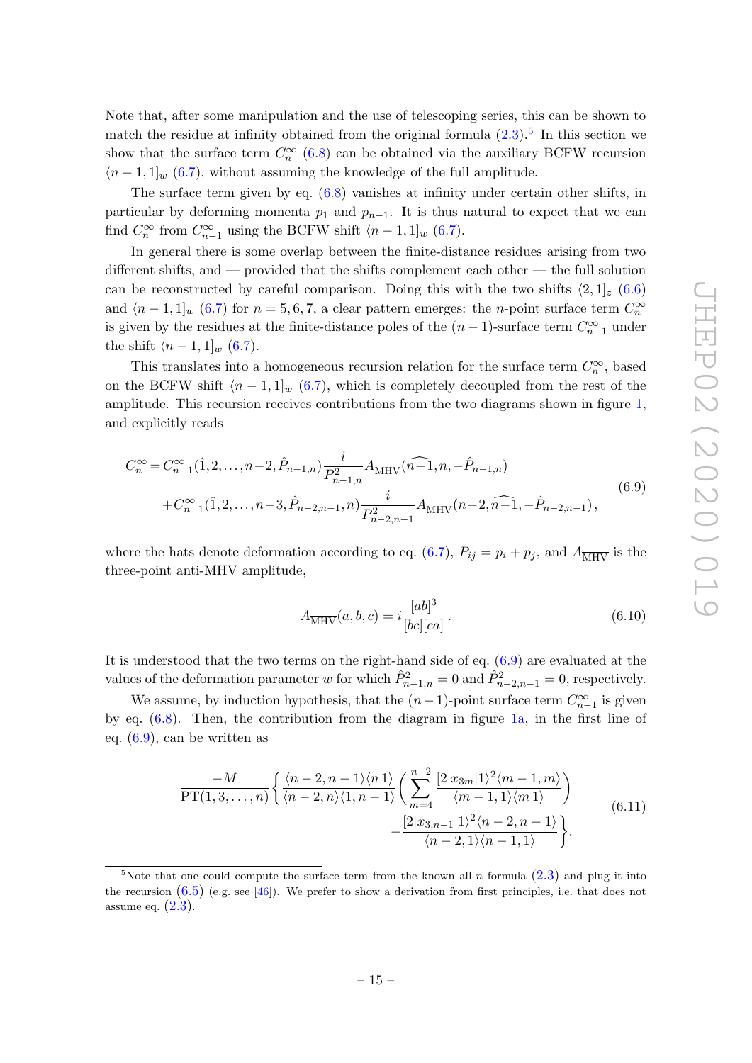Note that, after some manipulation and the use of telescoping series, this can be shown to match the residue at infinity obtained from the original formula (2.3).[5] In this section we show that the surface term $C_n^\infty$ (6.8) can be obtained via the auxiliary BCFW recursion $\langle n-1,1]_w$ (6.7), without assuming the knowledge of the full amplitude.

The surface term given by eq. (6.8) vanishes at infinity under certain other shifts, in particular by deforming momenta $p_1$ and $p_{n-1}$. It is thus natural to expect that we can find $C_n^\infty$ from $C_{n-1}^\infty$ using the BCFW shift $\langle n-1,1]_w$ (6.7).

In general there is some overlap between the finite-distance residues arising from two different shifts, and — provided that the shifts complement each other — the full solution can be reconstructed by careful comparison. Doing this with the two shifts $\langle 2,1]_z$ (6.6) and $\langle n-1,1]_w$ (6.7) for $n=5,6,7$, a clear pattern emerges: the $n$-point surface term $C_n^\infty$ is given by the residues at the finite-distance poles of the $(n-1)$-surface term $C_{n-1}^\infty$ under the shift $\langle n-1,1]_w$ (6.7).

This translates into a homogeneous recursion relation for the surface term $C_n^\infty$, based on the BCFW shift $\langle n-1,1]_w$ (6.7), which is completely decoupled from the rest of the amplitude. This recursion receives contributions from the two diagrams shown in figure 1, and explicitly reads

$$
\begin{aligned}
C_n^\infty = & \, C_{n-1}^\infty(\hat{1},2,\ldots,n-2,\hat{P}_{n-1,n})\frac{i}{P_{n-1,n}^2}A_{\overline{\text{MHV}}}(\widehat{n-1},n,-\hat{P}_{n-1,n}) \\
& + C_{n-1}^\infty(\hat{1},2,\ldots,n-3,\hat{P}_{n-2,n-1},n)\frac{i}{P_{n-2,n-1}^2}A_{\overline{\text{MHV}}}(n-2,\widehat{n-1},-\hat{P}_{n-2,n-1}),
\end{aligned}
\tag{6.9}
$$

where the hats denote deformation according to eq. (6.7), $P_{ij}=p_i+p_j$, and $A_{\overline{\text{MHV}}}$ is the three-point anti-MHV amplitude,

$$
A_{\overline{\text{MHV}}}(a,b,c) = i\frac{[ab]^3}{[bc][ca]}\,. \tag{6.10}
$$

It is understood that the two terms on the right-hand side of eq. (6.9) are evaluated at the values of the deformation parameter $w$ for which $\hat{P}_{n-1,n}^2=0$ and $\hat{P}_{n-2,n-1}^2=0$, respectively.

We assume, by induction hypothesis, that the $(n-1)$-point surface term $C_{n-1}^\infty$ is given by eq. (6.8). Then, the contribution from the diagram in figure 1a, in the first line of eq. (6.9), can be written as

$$
\begin{aligned}
\frac{-M}{\text{PT}(1,3,\ldots,n)}\Bigg\{ & \frac{\langle n-2,n-1\rangle\langle n\,1\rangle}{\langle n-2,n\rangle\langle 1,n-1\rangle}\left(\sum_{m=4}^{n-2}\frac{[2|x_{3m}|1\rangle^2\langle m-1,m\rangle}{\langle m-1,1\rangle\langle m\,1\rangle}\right) \\
& -\frac{[2|x_{3,n-1}|1\rangle^2\langle n-2,n-1\rangle}{\langle n-2,1\rangle\langle n-1,1\rangle}\Bigg\}.
\end{aligned}
\tag{6.11}
$$

[5] Note that one could compute the surface term from the known all-$n$ formula (2.3) and plug it into the recursion (6.5) (e.g. see [46]). We prefer to show a derivation from first principles, i.e. that does not assume eq. (2.3).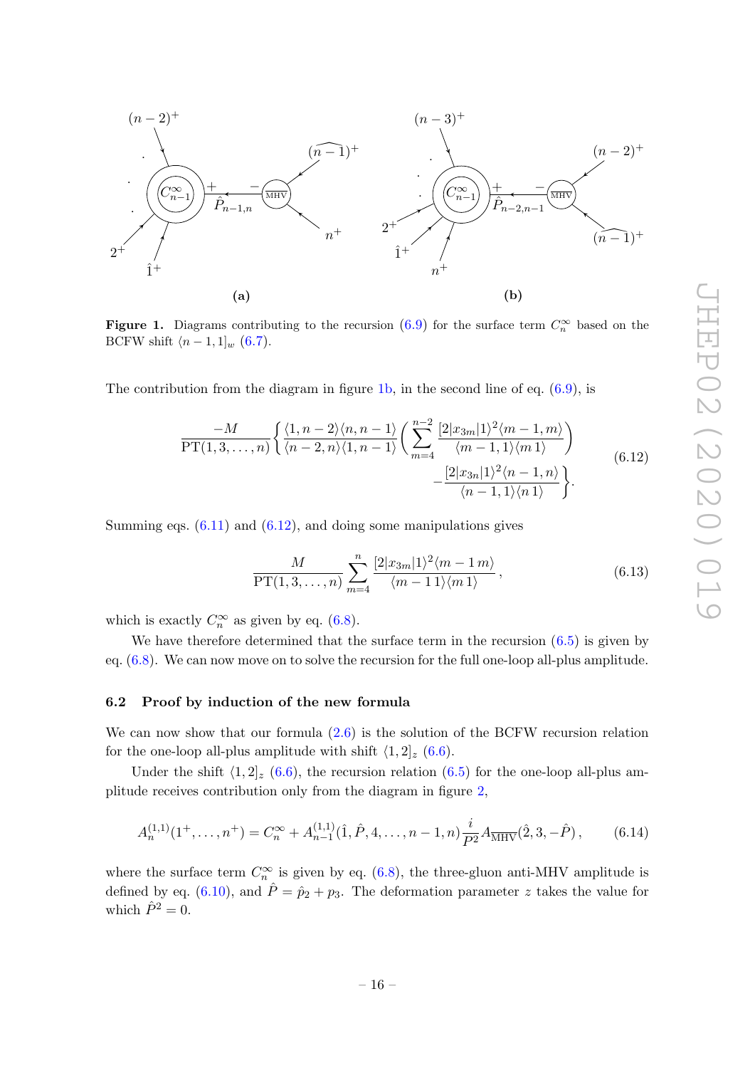**Figure 1.** Diagrams contributing to the recursion (6.9) for the surface term $C_n^\infty$ based on the BCFW shift $\langle n-1,1]_w$ (6.7).

The contribution from the diagram in figure 1b, in the second line of eq. (6.9), is

$$\frac{-M}{\text{PT}(1,3,\ldots,n)}\left\{\frac{\langle 1,n-2\rangle\langle n,n-1\rangle}{\langle n-2,n\rangle\langle 1,n-1\rangle}\left(\sum_{m=4}^{n-2}\frac{[2|x_{3m}|1\rangle^2\langle m-1,m\rangle}{\langle m-1,1\rangle\langle m\,1\rangle}\right)\right.$$
$$\left.-\frac{[2|x_{3n}|1\rangle^2\langle n-1,n\rangle}{\langle n-1,1\rangle\langle n\,1\rangle}\right\}. \tag{6.12}$$

Summing eqs. (6.11) and (6.12), and doing some manipulations gives

$$\frac{M}{\text{PT}(1,3,\ldots,n)}\sum_{m=4}^{n}\frac{[2|x_{3m}|1\rangle^2\langle m-1\,m\rangle}{\langle m-1\,1\rangle\langle m\,1\rangle}, \tag{6.13}$$

which is exactly $C_n^\infty$ as given by eq. (6.8).

We have therefore determined that the surface term in the recursion (6.5) is given by eq. (6.8). We can now move on to solve the recursion for the full one-loop all-plus amplitude.

### 6.2 Proof by induction of the new formula

We can now show that our formula (2.6) is the solution of the BCFW recursion relation for the one-loop all-plus amplitude with shift $\langle 1,2]_z$ (6.6).

Under the shift $\langle 1,2]_z$ (6.6), the recursion relation (6.5) for the one-loop all-plus amplitude receives contribution only from the diagram in figure 2,

$$A_n^{(1,1)}(1^+,\ldots,n^+) = C_n^\infty + A_{n-1}^{(1,1)}(\hat{1},\hat{P},4,\ldots,n-1,n)\frac{i}{P^2}A_{\overline{\text{MHV}}}(\hat{2},3,-\hat{P}), \tag{6.14}$$

where the surface term $C_n^\infty$ is given by eq. (6.8), the three-gluon anti-MHV amplitude is defined by eq. (6.10), and $\hat{P}=\hat{p}_2+p_3$. The deformation parameter $z$ takes the value for which $\hat{P}^2=0$.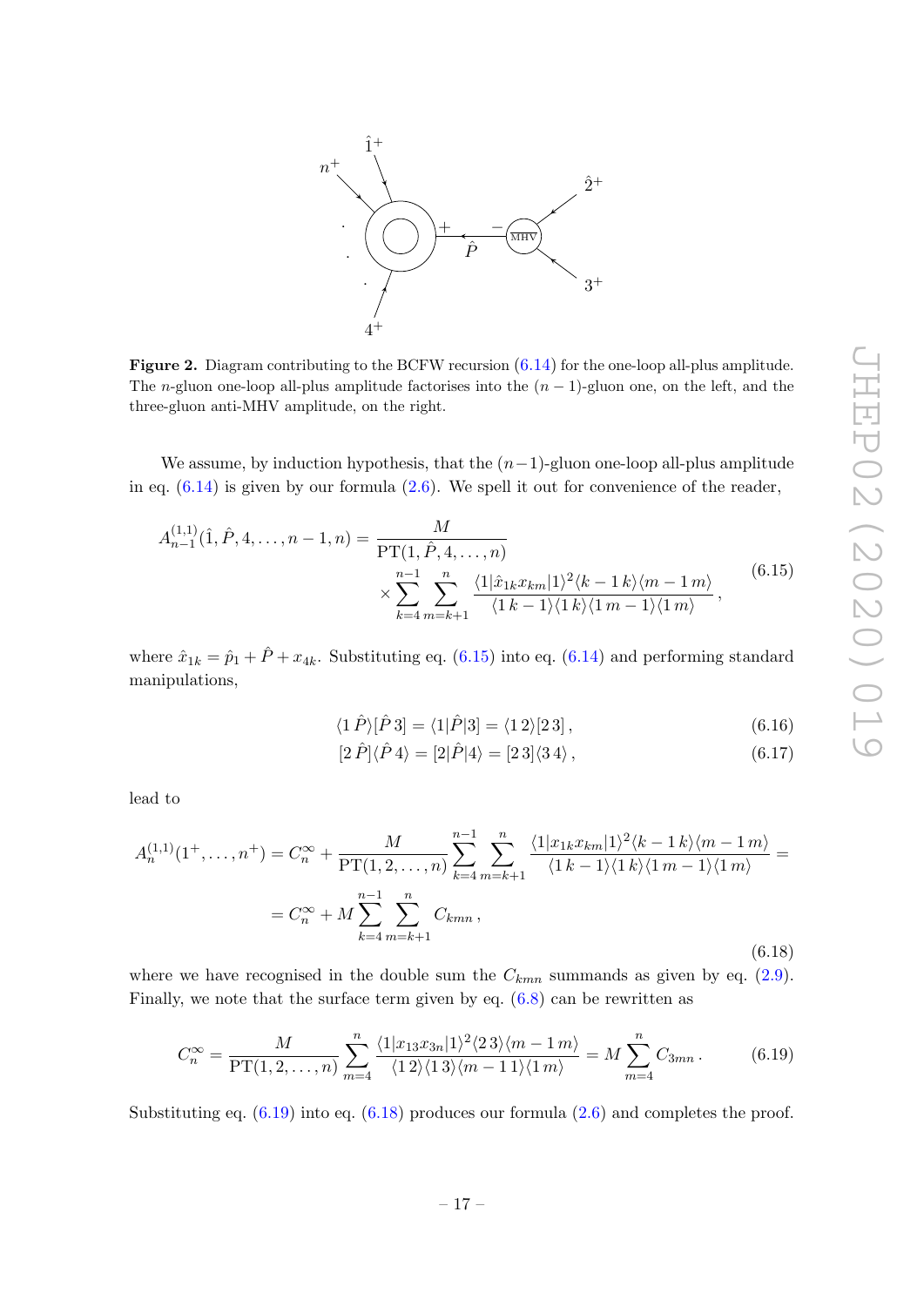**Figure 2.** Diagram contributing to the BCFW recursion (6.14) for the one-loop all-plus amplitude. The $n$-gluon one-loop all-plus amplitude factorises into the $(n-1)$-gluon one, on the left, and the three-gluon anti-MHV amplitude, on the right.

We assume, by induction hypothesis, that the $(n-1)$-gluon one-loop all-plus amplitude in eq. (6.14) is given by our formula (2.6). We spell it out for convenience of the reader,

$$
\begin{aligned}
A^{(1,1)}_{n-1}(\hat{1}, \hat{P}, 4, \ldots, n-1, n) = &\frac{M}{\mathrm{PT}(1, \hat{P}, 4, \ldots, n)} \\
&\times \sum_{k=4}^{n-1} \sum_{m=k+1}^{n} \frac{\langle 1|\hat{x}_{1k} x_{km}|1\rangle^2 \langle k-1\, k\rangle \langle m-1\, m\rangle}{\langle 1\, k-1\rangle \langle 1\, k\rangle \langle 1\, m-1\rangle \langle 1\, m\rangle}\,,
\end{aligned}
\tag{6.15}
$$

where $\hat{x}_{1k} = \hat{p}_1 + \hat{P} + x_{4k}$. Substituting eq. (6.15) into eq. (6.14) and performing standard manipulations,

$$
\langle 1\, \hat{P}\rangle [\hat{P}\, 3] = \langle 1|\hat{P}|3] = \langle 1\, 2\rangle [2\, 3]\,, \tag{6.16}
$$

$$
[2\, \hat{P}] \langle \hat{P}\, 4\rangle = [2|\hat{P}|4\rangle = [2\, 3] \langle 3\, 4\rangle\,, \tag{6.17}
$$

lead to

$$
\begin{aligned}
A^{(1,1)}_{n}(1^+, \ldots, n^+) &= C^{\infty}_n + \frac{M}{\mathrm{PT}(1, 2, \ldots, n)} \sum_{k=4}^{n-1} \sum_{m=k+1}^{n} \frac{\langle 1|x_{1k} x_{km}|1\rangle^2 \langle k-1\, k\rangle \langle m-1\, m\rangle}{\langle 1\, k-1\rangle \langle 1\, k\rangle \langle 1\, m-1\rangle \langle 1\, m\rangle} = \\
&= C^{\infty}_n + M \sum_{k=4}^{n-1} \sum_{m=k+1}^{n} C_{kmn}\,,
\end{aligned}
\tag{6.18}
$$

where we have recognised in the double sum the $C_{kmn}$ summands as given by eq. (2.9). Finally, we note that the surface term given by eq. (6.8) can be rewritten as

$$
C^{\infty}_n = \frac{M}{\mathrm{PT}(1, 2, \ldots, n)} \sum_{m=4}^{n} \frac{\langle 1|x_{13} x_{3n}|1\rangle^2 \langle 2\, 3\rangle \langle m-1\, m\rangle}{\langle 1\, 2\rangle \langle 1\, 3\rangle \langle m-1\, 1\rangle \langle 1\, m\rangle} = M \sum_{m=4}^{n} C_{3mn}\,. \tag{6.19}
$$

Substituting eq. (6.19) into eq. (6.18) produces our formula (2.6) and completes the proof.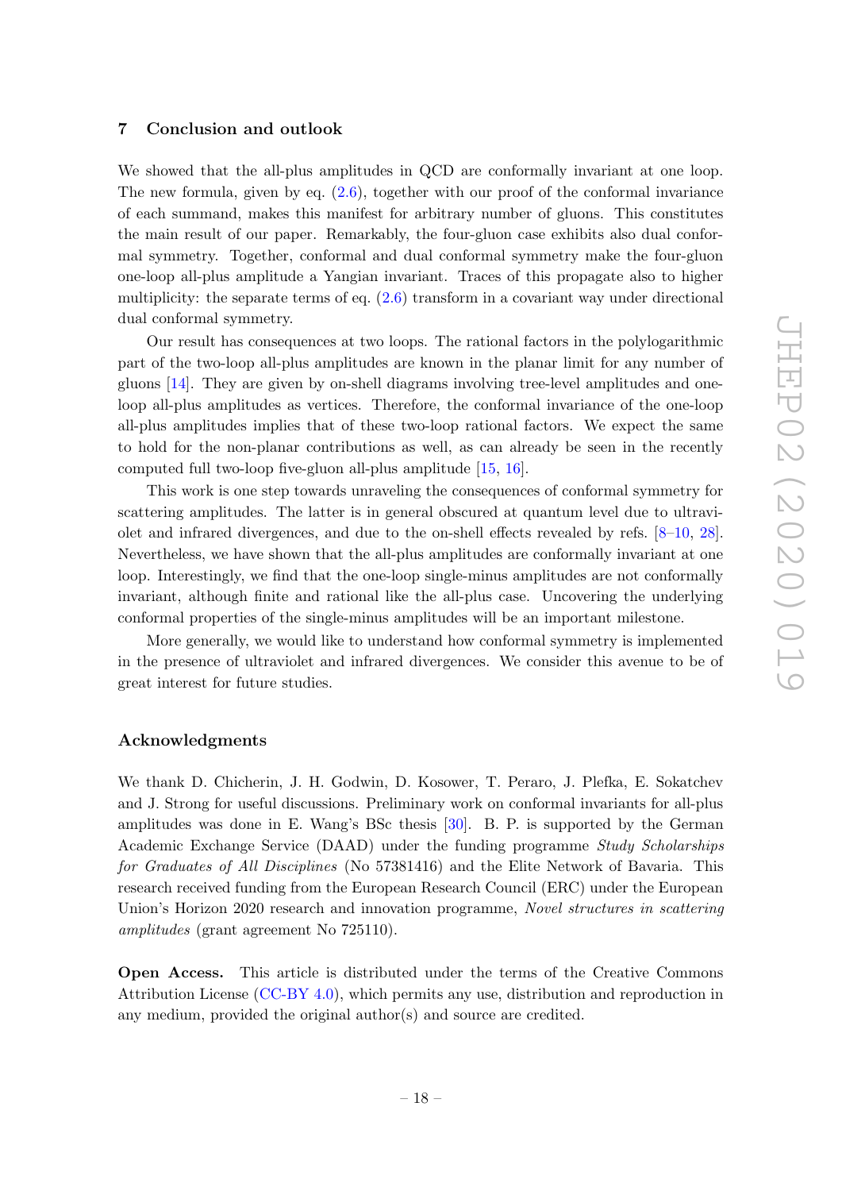## 7 Conclusion and outlook

We showed that the all-plus amplitudes in QCD are conformally invariant at one loop. The new formula, given by eq. (2.6), together with our proof of the conformal invariance of each summand, makes this manifest for arbitrary number of gluons. This constitutes the main result of our paper. Remarkably, the four-gluon case exhibits also dual conformal symmetry. Together, conformal and dual conformal symmetry make the four-gluon one-loop all-plus amplitude a Yangian invariant. Traces of this propagate also to higher multiplicity: the separate terms of eq. (2.6) transform in a covariant way under directional dual conformal symmetry.

Our result has consequences at two loops. The rational factors in the polylogarithmic part of the two-loop all-plus amplitudes are known in the planar limit for any number of gluons [14]. They are given by on-shell diagrams involving tree-level amplitudes and one-loop all-plus amplitudes as vertices. Therefore, the conformal invariance of the one-loop all-plus amplitudes implies that of these two-loop rational factors. We expect the same to hold for the non-planar contributions as well, as can already be seen in the recently computed full two-loop five-gluon all-plus amplitude [15, 16].

This work is one step towards unraveling the consequences of conformal symmetry for scattering amplitudes. The latter is in general obscured at quantum level due to ultraviolet and infrared divergences, and due to the on-shell effects revealed by refs. [8–10, 28]. Nevertheless, we have shown that the all-plus amplitudes are conformally invariant at one loop. Interestingly, we find that the one-loop single-minus amplitudes are not conformally invariant, although finite and rational like the all-plus case. Uncovering the underlying conformal properties of the single-minus amplitudes will be an important milestone.

More generally, we would like to understand how conformal symmetry is implemented in the presence of ultraviolet and infrared divergences. We consider this avenue to be of great interest for future studies.

## Acknowledgments

We thank D. Chicherin, J. H. Godwin, D. Kosower, T. Peraro, J. Plefka, E. Sokatchev and J. Strong for useful discussions. Preliminary work on conformal invariants for all-plus amplitudes was done in E. Wang's BSc thesis [30]. B. P. is supported by the German Academic Exchange Service (DAAD) under the funding programme *Study Scholarships for Graduates of All Disciplines* (No 57381416) and the Elite Network of Bavaria. This research received funding from the European Research Council (ERC) under the European Union's Horizon 2020 research and innovation programme, *Novel structures in scattering amplitudes* (grant agreement No 725110).

**Open Access.** This article is distributed under the terms of the Creative Commons Attribution License (CC-BY 4.0), which permits any use, distribution and reproduction in any medium, provided the original author(s) and source are credited.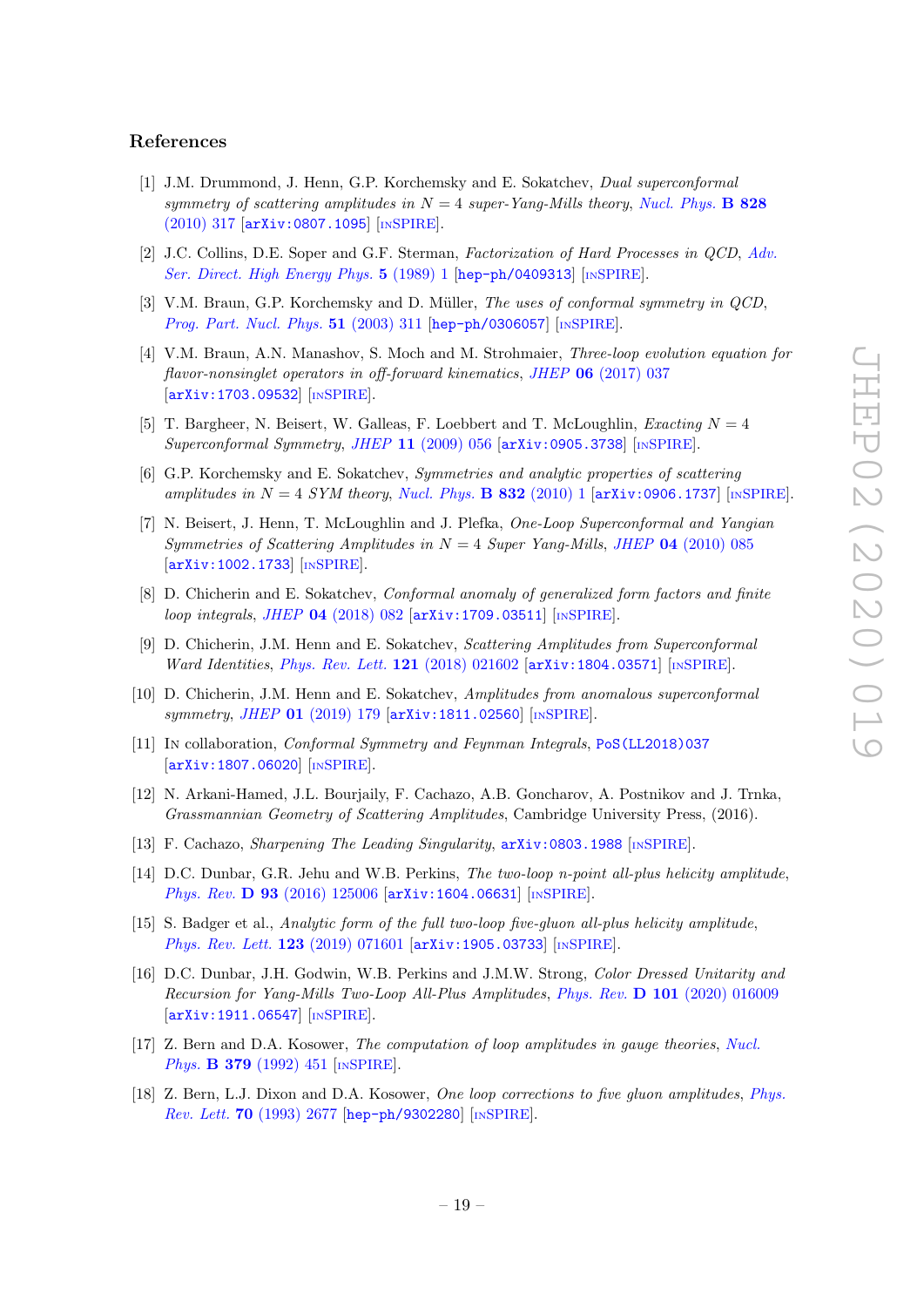## References

[1] J.M. Drummond, J. Henn, G.P. Korchemsky and E. Sokatchev, *Dual superconformal symmetry of scattering amplitudes in $N = 4$ super-Yang-Mills theory*, *Nucl. Phys.* **B 828** (2010) 317 [arXiv:0807.1095] [INSPIRE].

[2] J.C. Collins, D.E. Soper and G.F. Sterman, *Factorization of Hard Processes in QCD*, *Adv. Ser. Direct. High Energy Phys.* **5** (1989) 1 [hep-ph/0409313] [INSPIRE].

[3] V.M. Braun, G.P. Korchemsky and D. Müller, *The uses of conformal symmetry in QCD*, *Prog. Part. Nucl. Phys.* **51** (2003) 311 [hep-ph/0306057] [INSPIRE].

[4] V.M. Braun, A.N. Manashov, S. Moch and M. Strohmaier, *Three-loop evolution equation for flavor-nonsinglet operators in off-forward kinematics*, *JHEP* **06** (2017) 037 [arXiv:1703.09532] [INSPIRE].

[5] T. Bargheer, N. Beisert, W. Galleas, F. Loebbert and T. McLoughlin, *Exacting $N = 4$ Superconformal Symmetry*, *JHEP* **11** (2009) 056 [arXiv:0905.3738] [INSPIRE].

[6] G.P. Korchemsky and E. Sokatchev, *Symmetries and analytic properties of scattering amplitudes in $N = 4$ SYM theory*, *Nucl. Phys.* **B 832** (2010) 1 [arXiv:0906.1737] [INSPIRE].

[7] N. Beisert, J. Henn, T. McLoughlin and J. Plefka, *One-Loop Superconformal and Yangian Symmetries of Scattering Amplitudes in $N = 4$ Super Yang-Mills*, *JHEP* **04** (2010) 085 [arXiv:1002.1733] [INSPIRE].

[8] D. Chicherin and E. Sokatchev, *Conformal anomaly of generalized form factors and finite loop integrals*, *JHEP* **04** (2018) 082 [arXiv:1709.03511] [INSPIRE].

[9] D. Chicherin, J.M. Henn and E. Sokatchev, *Scattering Amplitudes from Superconformal Ward Identities*, *Phys. Rev. Lett.* **121** (2018) 021602 [arXiv:1804.03571] [INSPIRE].

[10] D. Chicherin, J.M. Henn and E. Sokatchev, *Amplitudes from anomalous superconformal symmetry*, *JHEP* **01** (2019) 179 [arXiv:1811.02560] [INSPIRE].

[11] IN collaboration, *Conformal Symmetry and Feynman Integrals*, PoS(LL2018)037 [arXiv:1807.06020] [INSPIRE].

[12] N. Arkani-Hamed, J.L. Bourjaily, F. Cachazo, A.B. Goncharov, A. Postnikov and J. Trnka, *Grassmannian Geometry of Scattering Amplitudes*, Cambridge University Press, (2016).

[13] F. Cachazo, *Sharpening The Leading Singularity*, arXiv:0803.1988 [INSPIRE].

[14] D.C. Dunbar, G.R. Jehu and W.B. Perkins, *The two-loop n-point all-plus helicity amplitude*, *Phys. Rev.* **D 93** (2016) 125006 [arXiv:1604.06631] [INSPIRE].

[15] S. Badger et al., *Analytic form of the full two-loop five-gluon all-plus helicity amplitude*, *Phys. Rev. Lett.* **123** (2019) 071601 [arXiv:1905.03733] [INSPIRE].

[16] D.C. Dunbar, J.H. Godwin, W.B. Perkins and J.M.W. Strong, *Color Dressed Unitarity and Recursion for Yang-Mills Two-Loop All-Plus Amplitudes*, *Phys. Rev.* **D 101** (2020) 016009 [arXiv:1911.06547] [INSPIRE].

[17] Z. Bern and D.A. Kosower, *The computation of loop amplitudes in gauge theories*, *Nucl. Phys.* **B 379** (1992) 451 [INSPIRE].

[18] Z. Bern, L.J. Dixon and D.A. Kosower, *One loop corrections to five gluon amplitudes*, *Phys. Rev. Lett.* **70** (1993) 2677 [hep-ph/9302280] [INSPIRE].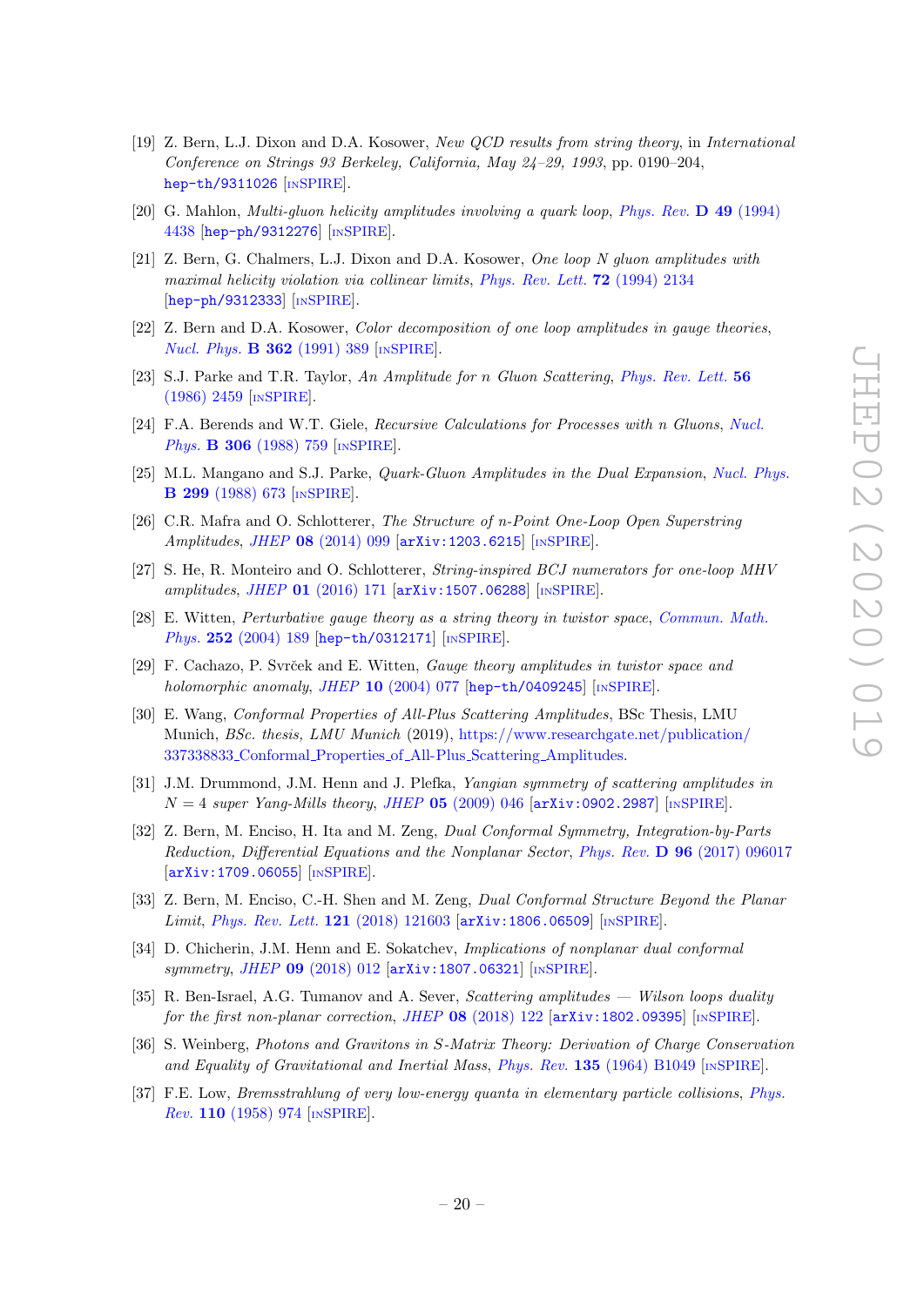[19] Z. Bern, L.J. Dixon and D.A. Kosower, *New QCD results from string theory*, in *International Conference on Strings 93 Berkeley, California, May 24–29, 1993*, pp. 0190–204, hep-th/9311026 [INSPIRE].

[20] G. Mahlon, *Multi-gluon helicity amplitudes involving a quark loop*, *Phys. Rev.* **D 49** (1994) 4438 [hep-ph/9312276] [INSPIRE].

[21] Z. Bern, G. Chalmers, L.J. Dixon and D.A. Kosower, *One loop N gluon amplitudes with maximal helicity violation via collinear limits*, *Phys. Rev. Lett.* **72** (1994) 2134 [hep-ph/9312333] [INSPIRE].

[22] Z. Bern and D.A. Kosower, *Color decomposition of one loop amplitudes in gauge theories*, *Nucl. Phys.* **B 362** (1991) 389 [INSPIRE].

[23] S.J. Parke and T.R. Taylor, *An Amplitude for n Gluon Scattering*, *Phys. Rev. Lett.* **56** (1986) 2459 [INSPIRE].

[24] F.A. Berends and W.T. Giele, *Recursive Calculations for Processes with n Gluons*, *Nucl. Phys.* **B 306** (1988) 759 [INSPIRE].

[25] M.L. Mangano and S.J. Parke, *Quark-Gluon Amplitudes in the Dual Expansion*, *Nucl. Phys.* **B 299** (1988) 673 [INSPIRE].

[26] C.R. Mafra and O. Schlotterer, *The Structure of n-Point One-Loop Open Superstring Amplitudes*, *JHEP* **08** (2014) 099 [arXiv:1203.6215] [INSPIRE].

[27] S. He, R. Monteiro and O. Schlotterer, *String-inspired BCJ numerators for one-loop MHV amplitudes*, *JHEP* **01** (2016) 171 [arXiv:1507.06288] [INSPIRE].

[28] E. Witten, *Perturbative gauge theory as a string theory in twistor space*, *Commun. Math. Phys.* **252** (2004) 189 [hep-th/0312171] [INSPIRE].

[29] F. Cachazo, P. Svrček and E. Witten, *Gauge theory amplitudes in twistor space and holomorphic anomaly*, *JHEP* **10** (2004) 077 [hep-th/0409245] [INSPIRE].

[30] E. Wang, *Conformal Properties of All-Plus Scattering Amplitudes*, BSc Thesis, LMU Munich, *BSc. thesis, LMU Munich* (2019), https://www.researchgate.net/publication/337338833_Conformal_Properties_of_All-Plus_Scattering_Amplitudes.

[31] J.M. Drummond, J.M. Henn and J. Plefka, *Yangian symmetry of scattering amplitudes in $N = 4$ super Yang-Mills theory*, *JHEP* **05** (2009) 046 [arXiv:0902.2987] [INSPIRE].

[32] Z. Bern, M. Enciso, H. Ita and M. Zeng, *Dual Conformal Symmetry, Integration-by-Parts Reduction, Differential Equations and the Nonplanar Sector*, *Phys. Rev.* **D 96** (2017) 096017 [arXiv:1709.06055] [INSPIRE].

[33] Z. Bern, M. Enciso, C.-H. Shen and M. Zeng, *Dual Conformal Structure Beyond the Planar Limit*, *Phys. Rev. Lett.* **121** (2018) 121603 [arXiv:1806.06509] [INSPIRE].

[34] D. Chicherin, J.M. Henn and E. Sokatchev, *Implications of nonplanar dual conformal symmetry*, *JHEP* **09** (2018) 012 [arXiv:1807.06321] [INSPIRE].

[35] R. Ben-Israel, A.G. Tumanov and A. Sever, *Scattering amplitudes — Wilson loops duality for the first non-planar correction*, *JHEP* **08** (2018) 122 [arXiv:1802.09395] [INSPIRE].

[36] S. Weinberg, *Photons and Gravitons in S-Matrix Theory: Derivation of Charge Conservation and Equality of Gravitational and Inertial Mass*, *Phys. Rev.* **135** (1964) B1049 [INSPIRE].

[37] F.E. Low, *Bremsstrahlung of very low-energy quanta in elementary particle collisions*, *Phys. Rev.* **110** (1958) 974 [INSPIRE].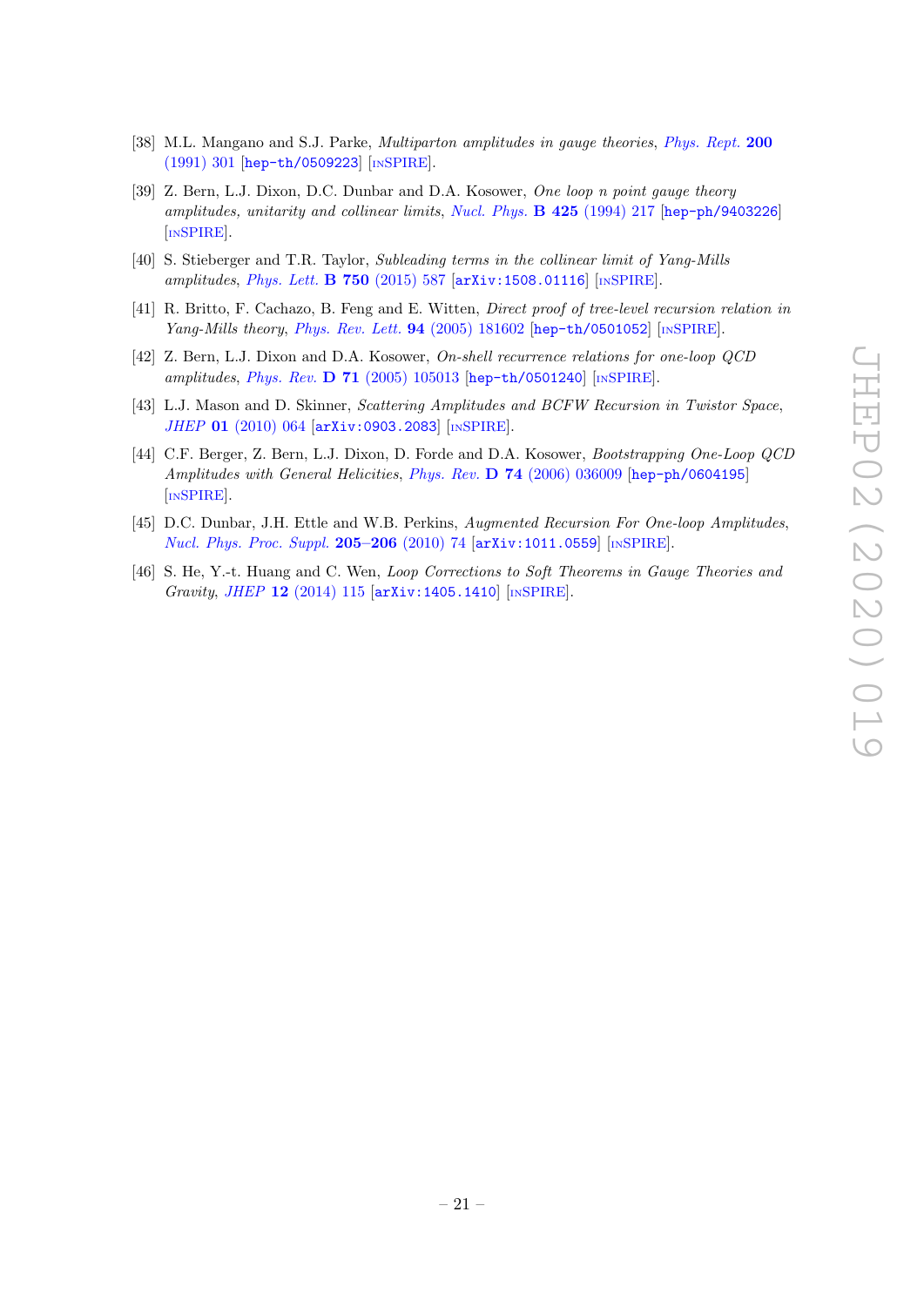[38] M.L. Mangano and S.J. Parke, *Multiparton amplitudes in gauge theories*, *Phys. Rept.* **200** (1991) 301 [hep-th/0509223] [INSPIRE].

[39] Z. Bern, L.J. Dixon, D.C. Dunbar and D.A. Kosower, *One loop n point gauge theory amplitudes, unitarity and collinear limits*, *Nucl. Phys.* **B 425** (1994) 217 [hep-ph/9403226] [INSPIRE].

[40] S. Stieberger and T.R. Taylor, *Subleading terms in the collinear limit of Yang-Mills amplitudes*, *Phys. Lett.* **B 750** (2015) 587 [arXiv:1508.01116] [INSPIRE].

[41] R. Britto, F. Cachazo, B. Feng and E. Witten, *Direct proof of tree-level recursion relation in Yang-Mills theory*, *Phys. Rev. Lett.* **94** (2005) 181602 [hep-th/0501052] [INSPIRE].

[42] Z. Bern, L.J. Dixon and D.A. Kosower, *On-shell recurrence relations for one-loop QCD amplitudes*, *Phys. Rev.* **D 71** (2005) 105013 [hep-th/0501240] [INSPIRE].

[43] L.J. Mason and D. Skinner, *Scattering Amplitudes and BCFW Recursion in Twistor Space*, *JHEP* **01** (2010) 064 [arXiv:0903.2083] [INSPIRE].

[44] C.F. Berger, Z. Bern, L.J. Dixon, D. Forde and D.A. Kosower, *Bootstrapping One-Loop QCD Amplitudes with General Helicities*, *Phys. Rev.* **D 74** (2006) 036009 [hep-ph/0604195] [INSPIRE].

[45] D.C. Dunbar, J.H. Ettle and W.B. Perkins, *Augmented Recursion For One-loop Amplitudes*, *Nucl. Phys. Proc. Suppl.* **205–206** (2010) 74 [arXiv:1011.0559] [INSPIRE].

[46] S. He, Y.-t. Huang and C. Wen, *Loop Corrections to Soft Theorems in Gauge Theories and Gravity*, *JHEP* **12** (2014) 115 [arXiv:1405.1410] [INSPIRE].